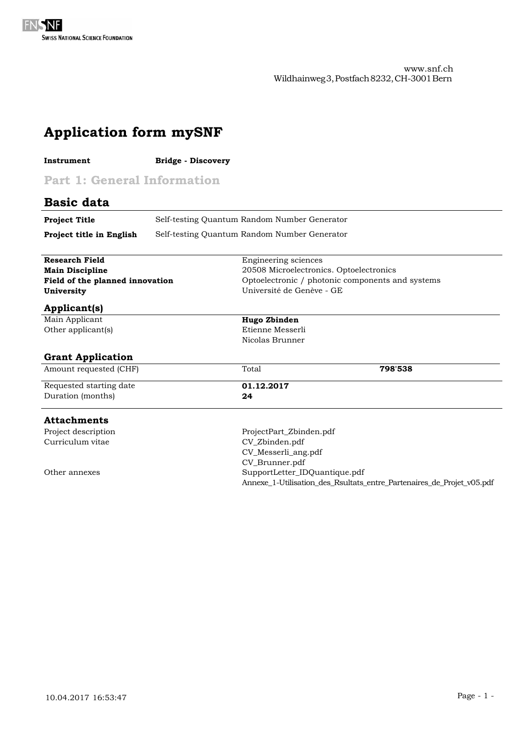FNSNF
SWISS NATIONAL SCIENCE FOUNDATION

www.snf.ch
Wildhainweg 3, Postfach 8232, CH-3001 Bern

# Application form mySNF

**Instrument** **Bridge - Discovery**

## Part 1: General Information

## Basic data

| | |
|---|---|
| **Project Title** | Self-testing Quantum Random Number Generator |
| **Project title in English** | Self-testing Quantum Random Number Generator |

| | |
|---|---|
| **Research Field** | Engineering sciences |
| **Main Discipline** | 20508 Microelectronics. Optoelectronics |
| **Field of the planned innovation** | Optoelectronic / photonic components and systems |
| **University** | Université de Genève - GE |

### Applicant(s)

| | |
|---|---|
| Main Applicant | **Hugo Zbinden** |
| Other applicant(s) | Etienne Messerli |
| | Nicolas Brunner |

### Grant Application

| | | |
|---|---|---|
| Amount requested (CHF) | Total | **798'538** |
| Requested starting date | **01.12.2017** | |
| Duration (months) | **24** | |

### Attachments

| | |
|---|---|
| Project description | ProjectPart_Zbinden.pdf |
| Curriculum vitae | CV_Zbinden.pdf |
| | CV_Messerli_ang.pdf |
| | CV_Brunner.pdf |
| Other annexes | SupportLetter_IDQuantique.pdf |
| | Annexe_1-Utilisation_des_Rsultats_entre_Partenaires_de_Projet_v05.pdf |

10.04.2017 16:53:47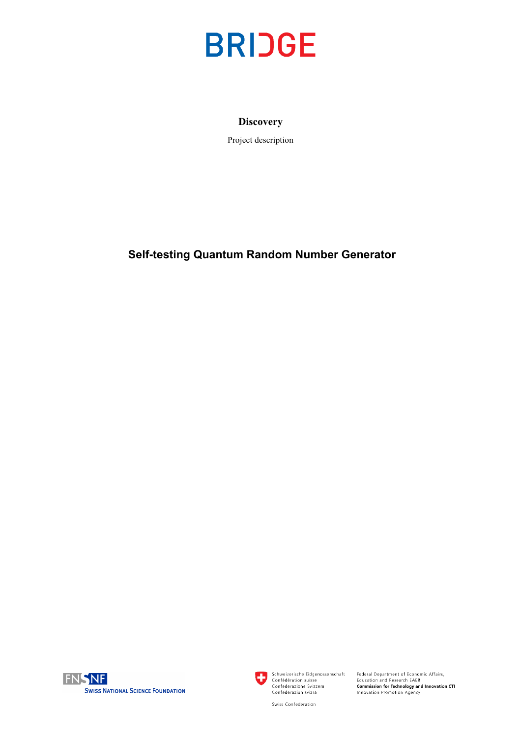# BRIDGE

**Discovery**

Project description

## Self-testing Quantum Random Number Generator

SWISS NATIONAL SCIENCE FOUNDATION

Schweizerische Eidgenossenschaft
Confédération suisse
Confederazione Svizzera
Confederaziun svizra

Swiss Confederation

Federal Department of Economic Affairs, Education and Research EAER
**Commission for Technology and Innovation CTI**
Innovation Promotion Agency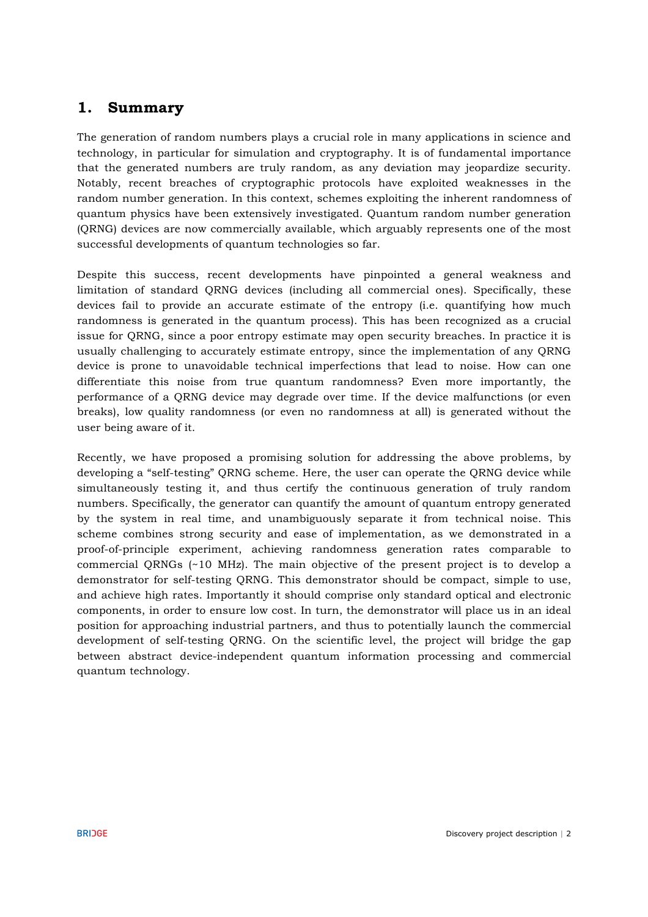# 1. Summary

The generation of random numbers plays a crucial role in many applications in science and technology, in particular for simulation and cryptography. It is of fundamental importance that the generated numbers are truly random, as any deviation may jeopardize security. Notably, recent breaches of cryptographic protocols have exploited weaknesses in the random number generation. In this context, schemes exploiting the inherent randomness of quantum physics have been extensively investigated. Quantum random number generation (QRNG) devices are now commercially available, which arguably represents one of the most successful developments of quantum technologies so far.

Despite this success, recent developments have pinpointed a general weakness and limitation of standard QRNG devices (including all commercial ones). Specifically, these devices fail to provide an accurate estimate of the entropy (i.e. quantifying how much randomness is generated in the quantum process). This has been recognized as a crucial issue for QRNG, since a poor entropy estimate may open security breaches. In practice it is usually challenging to accurately estimate entropy, since the implementation of any QRNG device is prone to unavoidable technical imperfections that lead to noise. How can one differentiate this noise from true quantum randomness? Even more importantly, the performance of a QRNG device may degrade over time. If the device malfunctions (or even breaks), low quality randomness (or even no randomness at all) is generated without the user being aware of it.

Recently, we have proposed a promising solution for addressing the above problems, by developing a "self-testing" QRNG scheme. Here, the user can operate the QRNG device while simultaneously testing it, and thus certify the continuous generation of truly random numbers. Specifically, the generator can quantify the amount of quantum entropy generated by the system in real time, and unambiguously separate it from technical noise. This scheme combines strong security and ease of implementation, as we demonstrated in a proof-of-principle experiment, achieving randomness generation rates comparable to commercial QRNGs (~10 MHz). The main objective of the present project is to develop a demonstrator for self-testing QRNG. This demonstrator should be compact, simple to use, and achieve high rates. Importantly it should comprise only standard optical and electronic components, in order to ensure low cost. In turn, the demonstrator will place us in an ideal position for approaching industrial partners, and thus to potentially launch the commercial development of self-testing QRNG. On the scientific level, the project will bridge the gap between abstract device-independent quantum information processing and commercial quantum technology.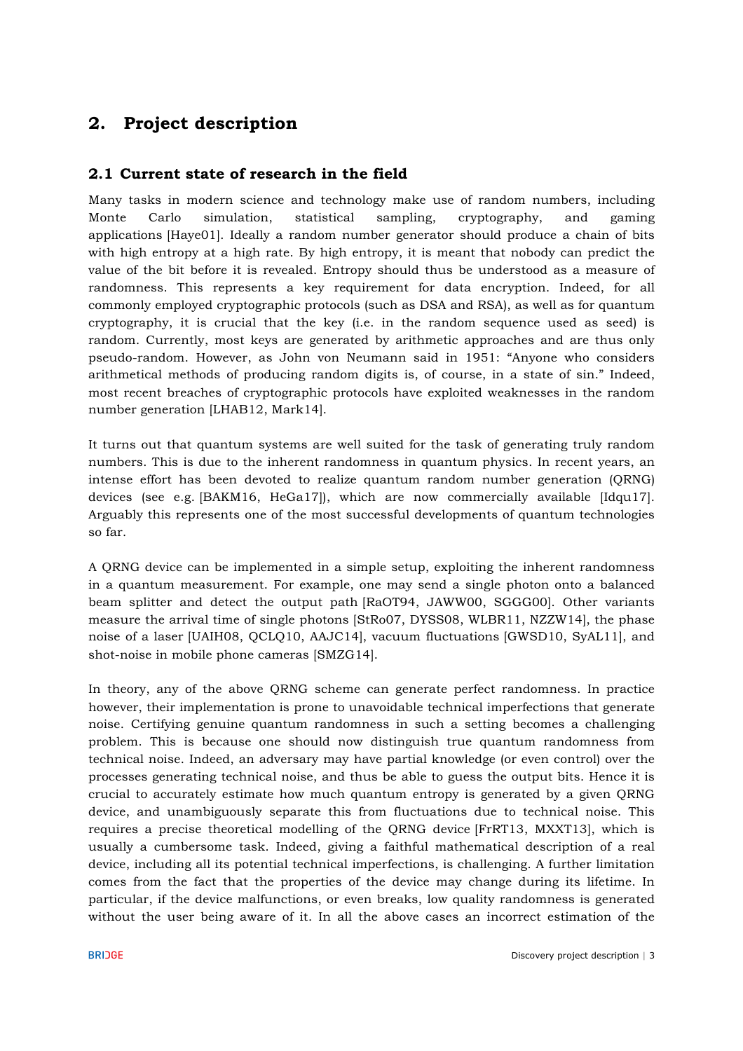# 2. Project description

## 2.1 Current state of research in the field

Many tasks in modern science and technology make use of random numbers, including Monte Carlo simulation, statistical sampling, cryptography, and gaming applications [Haye01]. Ideally a random number generator should produce a chain of bits with high entropy at a high rate. By high entropy, it is meant that nobody can predict the value of the bit before it is revealed. Entropy should thus be understood as a measure of randomness. This represents a key requirement for data encryption. Indeed, for all commonly employed cryptographic protocols (such as DSA and RSA), as well as for quantum cryptography, it is crucial that the key (i.e. in the random sequence used as seed) is random. Currently, most keys are generated by arithmetic approaches and are thus only pseudo-random. However, as John von Neumann said in 1951: "Anyone who considers arithmetical methods of producing random digits is, of course, in a state of sin." Indeed, most recent breaches of cryptographic protocols have exploited weaknesses in the random number generation [LHAB12, Mark14].

It turns out that quantum systems are well suited for the task of generating truly random numbers. This is due to the inherent randomness in quantum physics. In recent years, an intense effort has been devoted to realize quantum random number generation (QRNG) devices (see e.g. [BAKM16, HeGa17]), which are now commercially available [Idqu17]. Arguably this represents one of the most successful developments of quantum technologies so far.

A QRNG device can be implemented in a simple setup, exploiting the inherent randomness in a quantum measurement. For example, one may send a single photon onto a balanced beam splitter and detect the output path [RaOT94, JAWW00, SGGG00]. Other variants measure the arrival time of single photons [StRo07, DYSS08, WLBR11, NZZW14], the phase noise of a laser [UAIH08, QCLQ10, AAJC14], vacuum fluctuations [GWSD10, SyAL11], and shot-noise in mobile phone cameras [SMZG14].

In theory, any of the above QRNG scheme can generate perfect randomness. In practice however, their implementation is prone to unavoidable technical imperfections that generate noise. Certifying genuine quantum randomness in such a setting becomes a challenging problem. This is because one should now distinguish true quantum randomness from technical noise. Indeed, an adversary may have partial knowledge (or even control) over the processes generating technical noise, and thus be able to guess the output bits. Hence it is crucial to accurately estimate how much quantum entropy is generated by a given QRNG device, and unambiguously separate this from fluctuations due to technical noise. This requires a precise theoretical modelling of the QRNG device [FrRT13, MXXT13], which is usually a cumbersome task. Indeed, giving a faithful mathematical description of a real device, including all its potential technical imperfections, is challenging. A further limitation comes from the fact that the properties of the device may change during its lifetime. In particular, if the device malfunctions, or even breaks, low quality randomness is generated without the user being aware of it. In all the above cases an incorrect estimation of the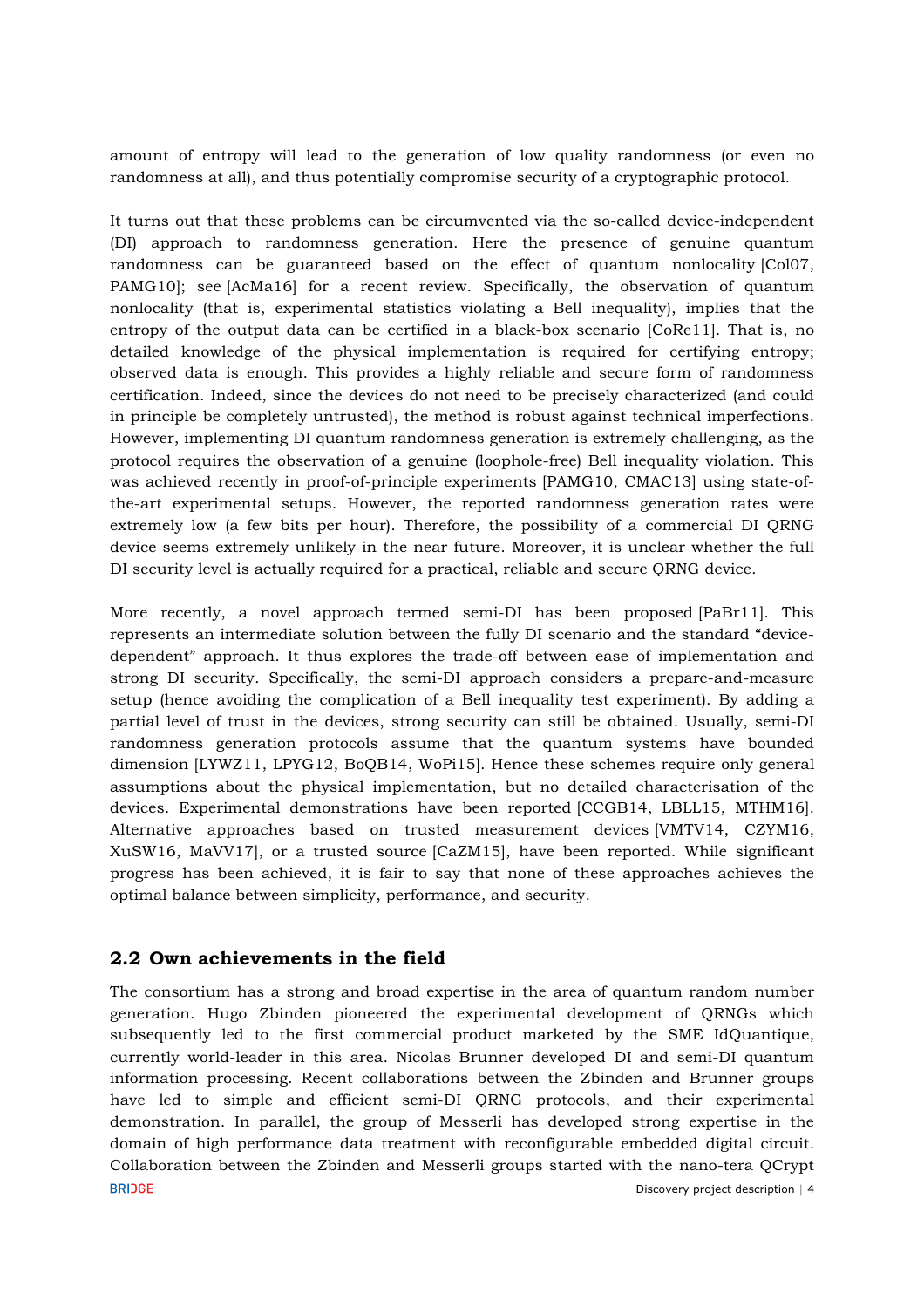amount of entropy will lead to the generation of low quality randomness (or even no randomness at all), and thus potentially compromise security of a cryptographic protocol.

It turns out that these problems can be circumvented via the so-called device-independent (DI) approach to randomness generation. Here the presence of genuine quantum randomness can be guaranteed based on the effect of quantum nonlocality [Col07, PAMG10]; see [AcMa16] for a recent review. Specifically, the observation of quantum nonlocality (that is, experimental statistics violating a Bell inequality), implies that the entropy of the output data can be certified in a black-box scenario [CoRe11]. That is, no detailed knowledge of the physical implementation is required for certifying entropy; observed data is enough. This provides a highly reliable and secure form of randomness certification. Indeed, since the devices do not need to be precisely characterized (and could in principle be completely untrusted), the method is robust against technical imperfections. However, implementing DI quantum randomness generation is extremely challenging, as the protocol requires the observation of a genuine (loophole-free) Bell inequality violation. This was achieved recently in proof-of-principle experiments [PAMG10, CMAC13] using state-of-the-art experimental setups. However, the reported randomness generation rates were extremely low (a few bits per hour). Therefore, the possibility of a commercial DI QRNG device seems extremely unlikely in the near future. Moreover, it is unclear whether the full DI security level is actually required for a practical, reliable and secure QRNG device.

More recently, a novel approach termed semi-DI has been proposed [PaBr11]. This represents an intermediate solution between the fully DI scenario and the standard "device-dependent" approach. It thus explores the trade-off between ease of implementation and strong DI security. Specifically, the semi-DI approach considers a prepare-and-measure setup (hence avoiding the complication of a Bell inequality test experiment). By adding a partial level of trust in the devices, strong security can still be obtained. Usually, semi-DI randomness generation protocols assume that the quantum systems have bounded dimension [LYWZ11, LPYG12, BoQB14, WoPi15]. Hence these schemes require only general assumptions about the physical implementation, but no detailed characterisation of the devices. Experimental demonstrations have been reported [CCGB14, LBLL15, MTHM16]. Alternative approaches based on trusted measurement devices [VMTV14, CZYM16, XuSW16, MaVV17], or a trusted source [CaZM15], have been reported. While significant progress has been achieved, it is fair to say that none of these approaches achieves the optimal balance between simplicity, performance, and security.

## 2.2 Own achievements in the field

The consortium has a strong and broad expertise in the area of quantum random number generation. Hugo Zbinden pioneered the experimental development of QRNGs which subsequently led to the first commercial product marketed by the SME IdQuantique, currently world-leader in this area. Nicolas Brunner developed DI and semi-DI quantum information processing. Recent collaborations between the Zbinden and Brunner groups have led to simple and efficient semi-DI QRNG protocols, and their experimental demonstration. In parallel, the group of Messerli has developed strong expertise in the domain of high performance data treatment with reconfigurable embedded digital circuit. Collaboration between the Zbinden and Messerli groups started with the nano-tera QCrypt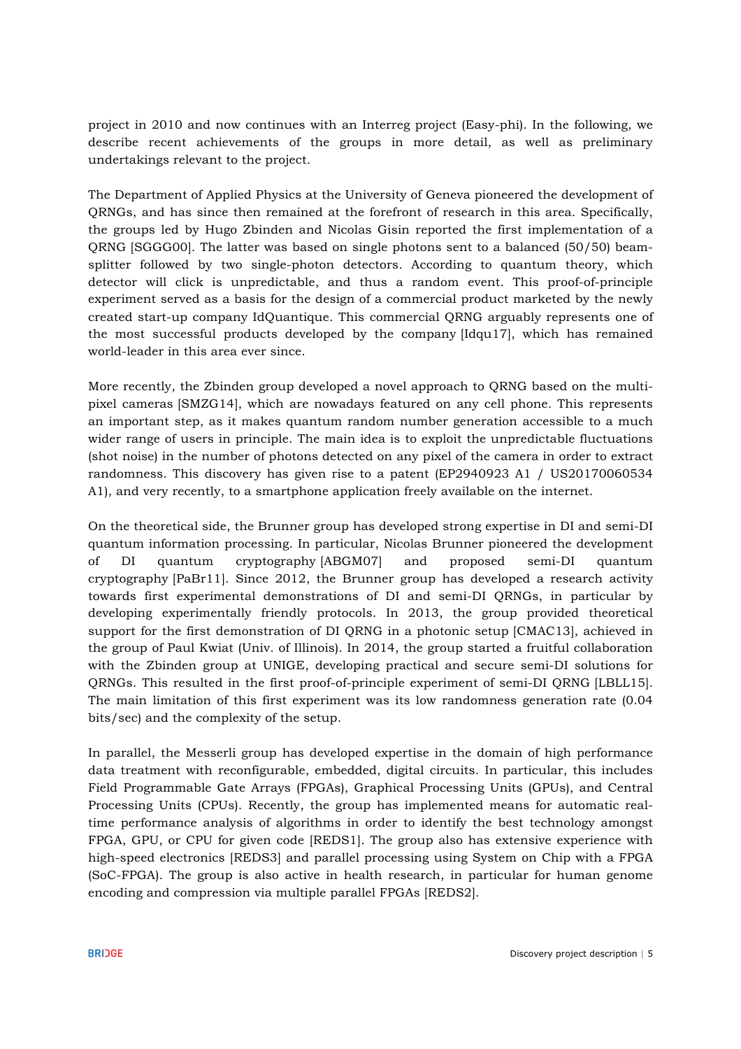project in 2010 and now continues with an Interreg project (Easy-phi). In the following, we describe recent achievements of the groups in more detail, as well as preliminary undertakings relevant to the project.

The Department of Applied Physics at the University of Geneva pioneered the development of QRNGs, and has since then remained at the forefront of research in this area. Specifically, the groups led by Hugo Zbinden and Nicolas Gisin reported the first implementation of a QRNG [SGGG00]. The latter was based on single photons sent to a balanced (50/50) beam-splitter followed by two single-photon detectors. According to quantum theory, which detector will click is unpredictable, and thus a random event. This proof-of-principle experiment served as a basis for the design of a commercial product marketed by the newly created start-up company IdQuantique. This commercial QRNG arguably represents one of the most successful products developed by the company [Idqu17], which has remained world-leader in this area ever since.

More recently, the Zbinden group developed a novel approach to QRNG based on the multi-pixel cameras [SMZG14], which are nowadays featured on any cell phone. This represents an important step, as it makes quantum random number generation accessible to a much wider range of users in principle. The main idea is to exploit the unpredictable fluctuations (shot noise) in the number of photons detected on any pixel of the camera in order to extract randomness. This discovery has given rise to a patent (EP2940923 A1 / US20170060534 A1), and very recently, to a smartphone application freely available on the internet.

On the theoretical side, the Brunner group has developed strong expertise in DI and semi-DI quantum information processing. In particular, Nicolas Brunner pioneered the development of DI quantum cryptography [ABGM07] and proposed semi-DI quantum cryptography [PaBr11]. Since 2012, the Brunner group has developed a research activity towards first experimental demonstrations of DI and semi-DI QRNGs, in particular by developing experimentally friendly protocols. In 2013, the group provided theoretical support for the first demonstration of DI QRNG in a photonic setup [CMAC13], achieved in the group of Paul Kwiat (Univ. of Illinois). In 2014, the group started a fruitful collaboration with the Zbinden group at UNIGE, developing practical and secure semi-DI solutions for QRNGs. This resulted in the first proof-of-principle experiment of semi-DI QRNG [LBLL15]. The main limitation of this first experiment was its low randomness generation rate (0.04 bits/sec) and the complexity of the setup.

In parallel, the Messerli group has developed expertise in the domain of high performance data treatment with reconfigurable, embedded, digital circuits. In particular, this includes Field Programmable Gate Arrays (FPGAs), Graphical Processing Units (GPUs), and Central Processing Units (CPUs). Recently, the group has implemented means for automatic real-time performance analysis of algorithms in order to identify the best technology amongst FPGA, GPU, or CPU for given code [REDS1]. The group also has extensive experience with high-speed electronics [REDS3] and parallel processing using System on Chip with a FPGA (SoC-FPGA). The group is also active in health research, in particular for human genome encoding and compression via multiple parallel FPGAs [REDS2].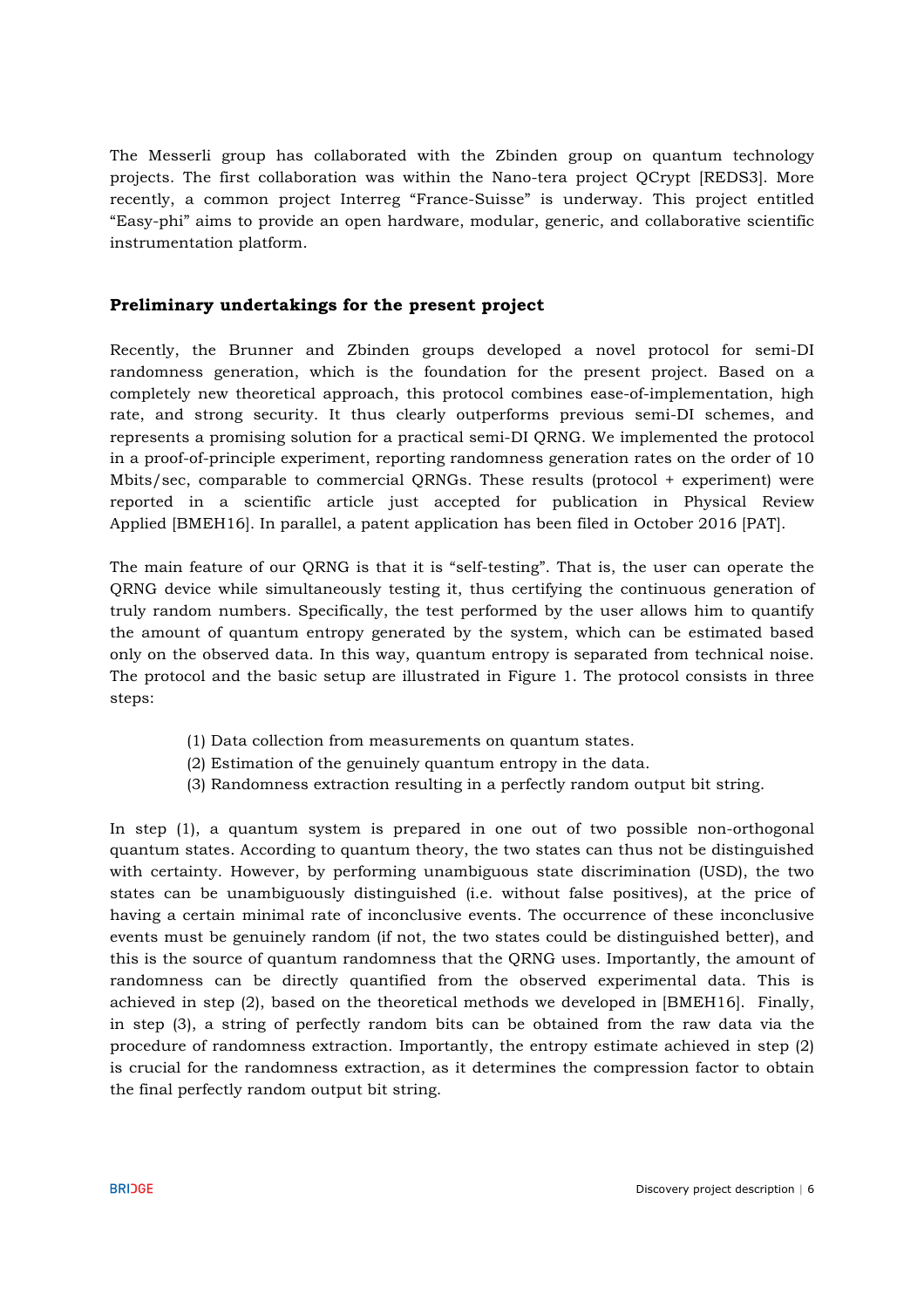The Messerli group has collaborated with the Zbinden group on quantum technology projects. The first collaboration was within the Nano-tera project QCrypt [REDS3]. More recently, a common project Interreg "France-Suisse" is underway. This project entitled "Easy-phi" aims to provide an open hardware, modular, generic, and collaborative scientific instrumentation platform.

## Preliminary undertakings for the present project

Recently, the Brunner and Zbinden groups developed a novel protocol for semi-DI randomness generation, which is the foundation for the present project. Based on a completely new theoretical approach, this protocol combines ease-of-implementation, high rate, and strong security. It thus clearly outperforms previous semi-DI schemes, and represents a promising solution for a practical semi-DI QRNG. We implemented the protocol in a proof-of-principle experiment, reporting randomness generation rates on the order of 10 Mbits/sec, comparable to commercial QRNGs. These results (protocol + experiment) were reported in a scientific article just accepted for publication in Physical Review Applied [BMEH16]. In parallel, a patent application has been filed in October 2016 [PAT].

The main feature of our QRNG is that it is "self-testing". That is, the user can operate the QRNG device while simultaneously testing it, thus certifying the continuous generation of truly random numbers. Specifically, the test performed by the user allows him to quantify the amount of quantum entropy generated by the system, which can be estimated based only on the observed data. In this way, quantum entropy is separated from technical noise. The protocol and the basic setup are illustrated in Figure 1. The protocol consists in three steps:

(1) Data collection from measurements on quantum states.
(2) Estimation of the genuinely quantum entropy in the data.
(3) Randomness extraction resulting in a perfectly random output bit string.

In step (1), a quantum system is prepared in one out of two possible non-orthogonal quantum states. According to quantum theory, the two states can thus not be distinguished with certainty. However, by performing unambiguous state discrimination (USD), the two states can be unambiguously distinguished (i.e. without false positives), at the price of having a certain minimal rate of inconclusive events. The occurrence of these inconclusive events must be genuinely random (if not, the two states could be distinguished better), and this is the source of quantum randomness that the QRNG uses. Importantly, the amount of randomness can be directly quantified from the observed experimental data. This is achieved in step (2), based on the theoretical methods we developed in [BMEH16]. Finally, in step (3), a string of perfectly random bits can be obtained from the raw data via the procedure of randomness extraction. Importantly, the entropy estimate achieved in step (2) is crucial for the randomness extraction, as it determines the compression factor to obtain the final perfectly random output bit string.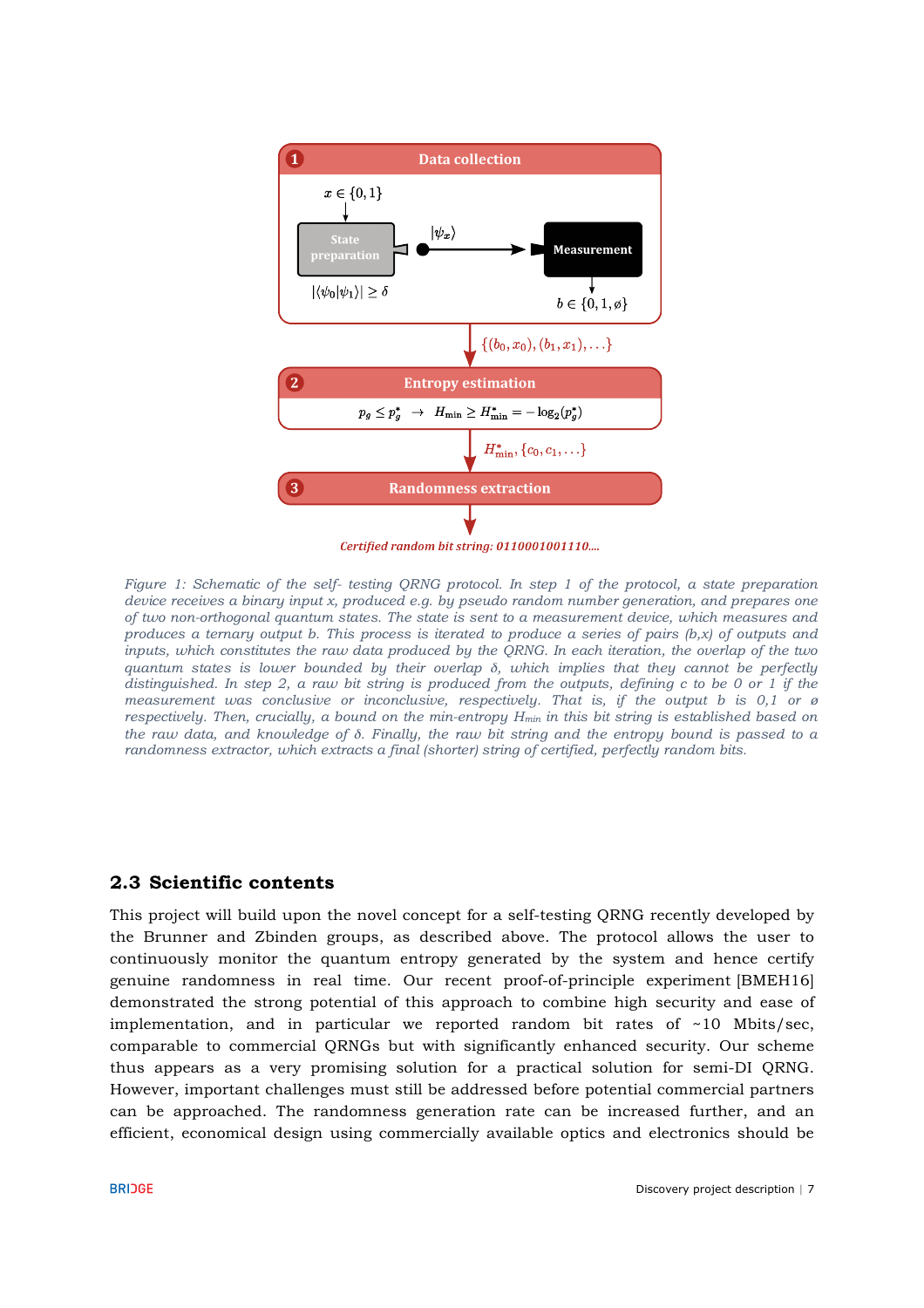**1 Data collection**

$x \in \{0,1\}$

State preparation → $|\psi_x\rangle$ → Measurement

$|\langle\psi_0|\psi_1\rangle| \geq \delta$

$b \in \{0, 1, \emptyset\}$

$\{(b_0, x_0), (b_1, x_1), \ldots\}$

**2 Entropy estimation**

$p_g \leq p_g^* \;\rightarrow\; H_{\min} \geq H_{\min}^* = -\log_2(p_g^*)$

$H_{\min}^*, \{c_0, c_1, \ldots\}$

**3 Randomness extraction**

*Certified random bit string: 0110001001110....*

*Figure 1: Schematic of the self- testing QRNG protocol. In step 1 of the protocol, a state preparation device receives a binary input x, produced e.g. by pseudo random number generation, and prepares one of two non-orthogonal quantum states. The state is sent to a measurement device, which measures and produces a ternary output b. This process is iterated to produce a series of pairs (b,x) of outputs and inputs, which constitutes the raw data produced by the QRNG. In each iteration, the overlap of the two quantum states is lower bounded by their overlap δ, which implies that they cannot be perfectly distinguished. In step 2, a raw bit string is produced from the outputs, defining c to be 0 or 1 if the measurement was conclusive or inconclusive, respectively. That is, if the output b is 0,1 or ø respectively. Then, crucially, a bound on the min-entropy $H_{min}$ in this bit string is established based on the raw data, and knowledge of δ. Finally, the raw bit string and the entropy bound is passed to a randomness extractor, which extracts a final (shorter) string of certified, perfectly random bits.*

## 2.3 Scientific contents

This project will build upon the novel concept for a self-testing QRNG recently developed by the Brunner and Zbinden groups, as described above. The protocol allows the user to continuously monitor the quantum entropy generated by the system and hence certify genuine randomness in real time. Our recent proof-of-principle experiment [BMEH16] demonstrated the strong potential of this approach to combine high security and ease of implementation, and in particular we reported random bit rates of ~10 Mbits/sec, comparable to commercial QRNGs but with significantly enhanced security. Our scheme thus appears as a very promising solution for a practical solution for semi-DI QRNG. However, important challenges must still be addressed before potential commercial partners can be approached. The randomness generation rate can be increased further, and an efficient, economical design using commercially available optics and electronics should be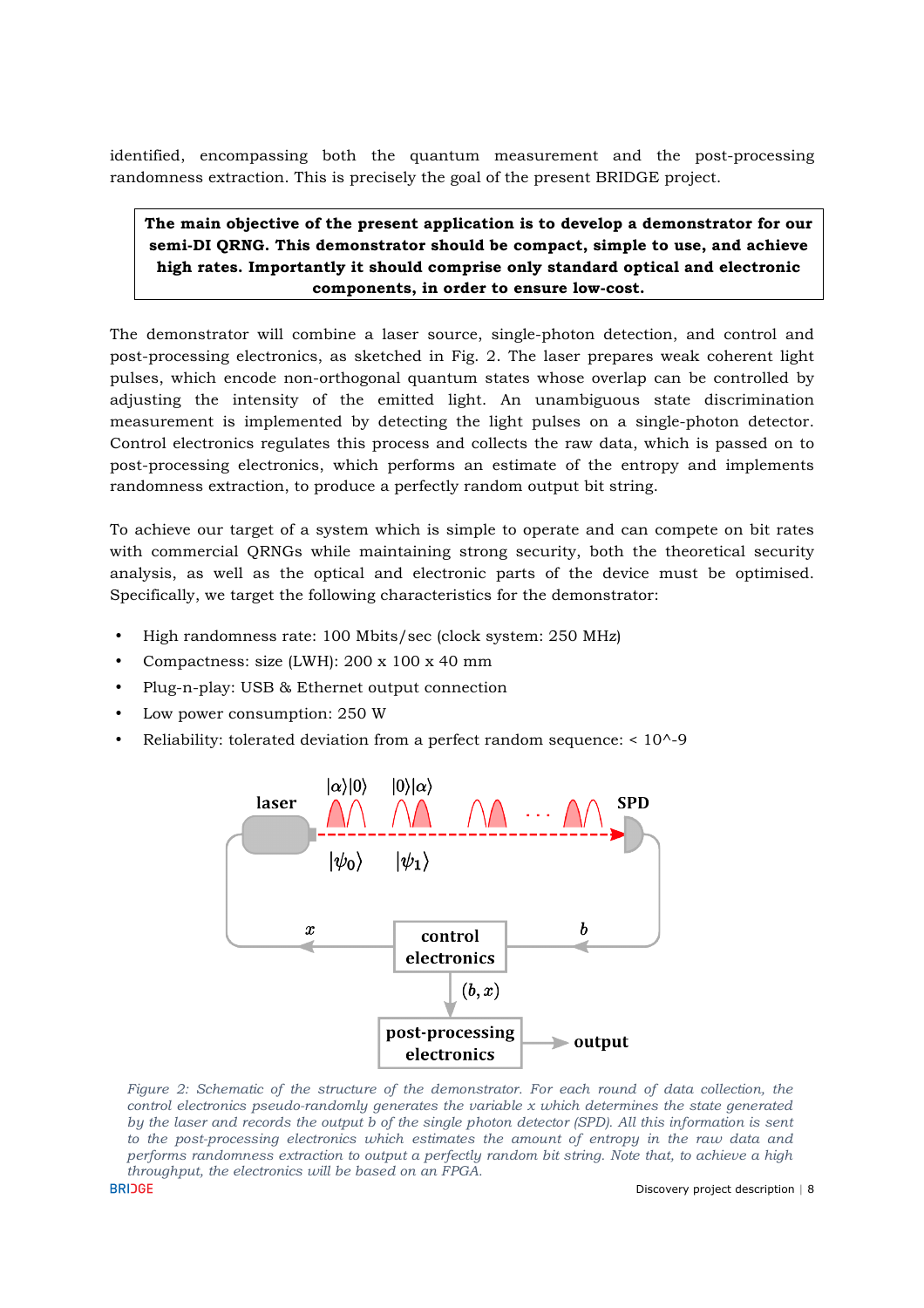identified, encompassing both the quantum measurement and the post-processing randomness extraction. This is precisely the goal of the present BRIDGE project.

**The main objective of the present application is to develop a demonstrator for our semi-DI QRNG. This demonstrator should be compact, simple to use, and achieve high rates. Importantly it should comprise only standard optical and electronic components, in order to ensure low-cost.**

The demonstrator will combine a laser source, single-photon detection, and control and post-processing electronics, as sketched in Fig. 2. The laser prepares weak coherent light pulses, which encode non-orthogonal quantum states whose overlap can be controlled by adjusting the intensity of the emitted light. An unambiguous state discrimination measurement is implemented by detecting the light pulses on a single-photon detector. Control electronics regulates this process and collects the raw data, which is passed on to post-processing electronics, which performs an estimate of the entropy and implements randomness extraction, to produce a perfectly random output bit string.

To achieve our target of a system which is simple to operate and can compete on bit rates with commercial QRNGs while maintaining strong security, both the theoretical security analysis, as well as the optical and electronic parts of the device must be optimised. Specifically, we target the following characteristics for the demonstrator:

- High randomness rate: 100 Mbits/sec (clock system: 250 MHz)
- Compactness: size (LWH): 200 x 100 x 40 mm
- Plug-n-play: USB & Ethernet output connection
- Low power consumption: 250 W
- Reliability: tolerated deviation from a perfect random sequence: < 10^-9

*Figure 2: Schematic of the structure of the demonstrator. For each round of data collection, the control electronics pseudo-randomly generates the variable x which determines the state generated by the laser and records the output b of the single photon detector (SPD). All this information is sent to the post-processing electronics which estimates the amount of entropy in the raw data and performs randomness extraction to output a perfectly random bit string. Note that, to achieve a high throughput, the electronics will be based on an FPGA.*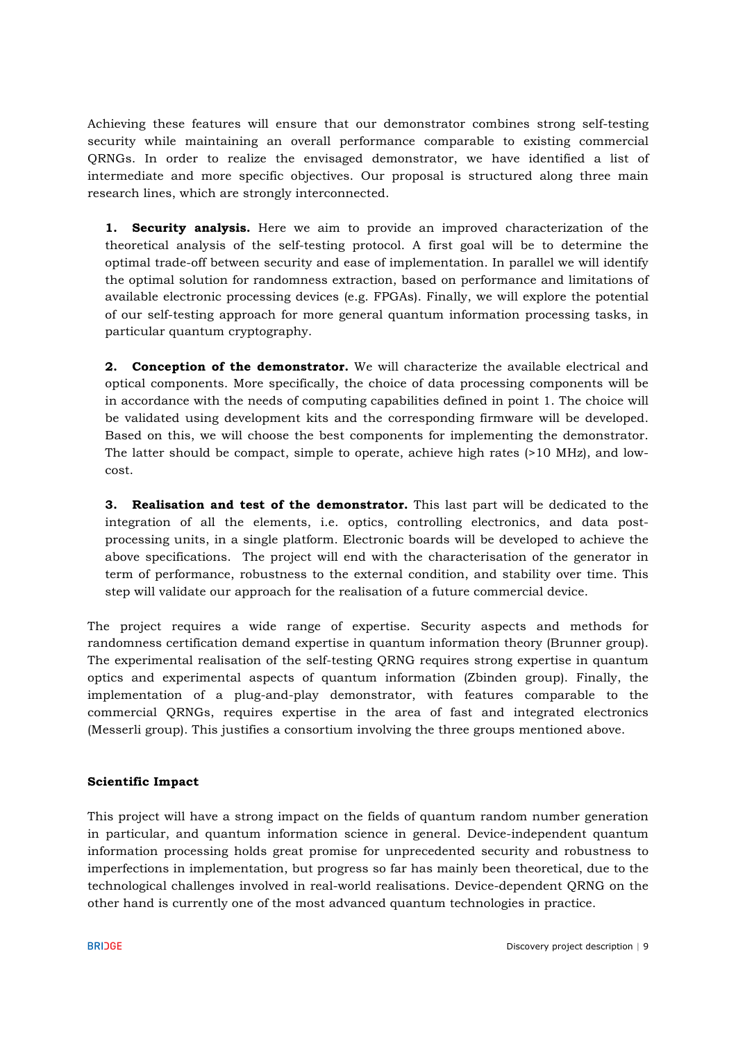Achieving these features will ensure that our demonstrator combines strong self-testing security while maintaining an overall performance comparable to existing commercial QRNGs. In order to realize the envisaged demonstrator, we have identified a list of intermediate and more specific objectives. Our proposal is structured along three main research lines, which are strongly interconnected.

1. **Security analysis.** Here we aim to provide an improved characterization of the theoretical analysis of the self-testing protocol. A first goal will be to determine the optimal trade-off between security and ease of implementation. In parallel we will identify the optimal solution for randomness extraction, based on performance and limitations of available electronic processing devices (e.g. FPGAs). Finally, we will explore the potential of our self-testing approach for more general quantum information processing tasks, in particular quantum cryptography.

2. **Conception of the demonstrator.** We will characterize the available electrical and optical components. More specifically, the choice of data processing components will be in accordance with the needs of computing capabilities defined in point 1. The choice will be validated using development kits and the corresponding firmware will be developed. Based on this, we will choose the best components for implementing the demonstrator. The latter should be compact, simple to operate, achieve high rates (>10 MHz), and low-cost.

3. **Realisation and test of the demonstrator.** This last part will be dedicated to the integration of all the elements, i.e. optics, controlling electronics, and data post-processing units, in a single platform. Electronic boards will be developed to achieve the above specifications. The project will end with the characterisation of the generator in term of performance, robustness to the external condition, and stability over time. This step will validate our approach for the realisation of a future commercial device.

The project requires a wide range of expertise. Security aspects and methods for randomness certification demand expertise in quantum information theory (Brunner group). The experimental realisation of the self-testing QRNG requires strong expertise in quantum optics and experimental aspects of quantum information (Zbinden group). Finally, the implementation of a plug-and-play demonstrator, with features comparable to the commercial QRNGs, requires expertise in the area of fast and integrated electronics (Messerli group). This justifies a consortium involving the three groups mentioned above.

**Scientific Impact**

This project will have a strong impact on the fields of quantum random number generation in particular, and quantum information science in general. Device-independent quantum information processing holds great promise for unprecedented security and robustness to imperfections in implementation, but progress so far has mainly been theoretical, due to the technological challenges involved in real-world realisations. Device-dependent QRNG on the other hand is currently one of the most advanced quantum technologies in practice.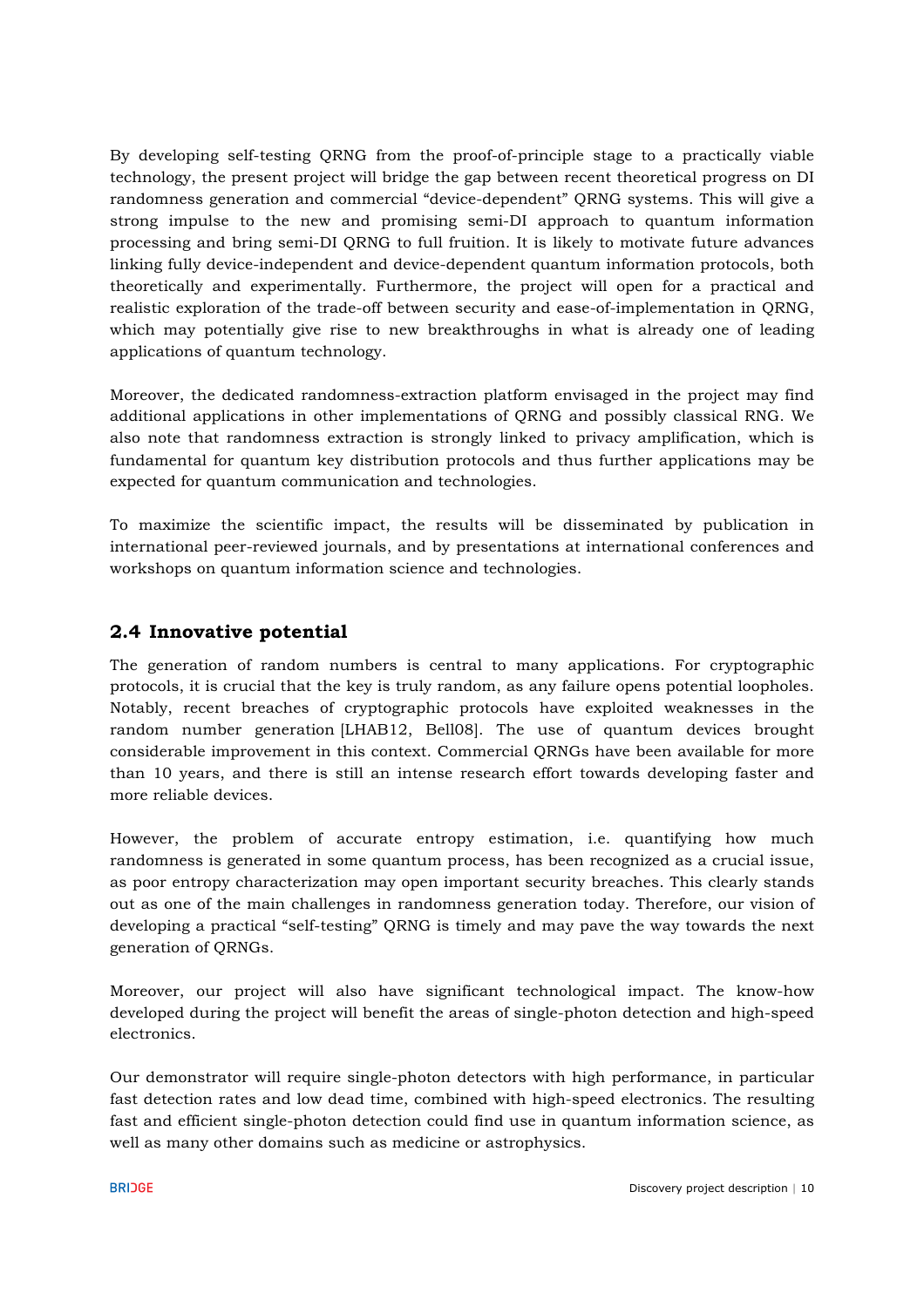By developing self-testing QRNG from the proof-of-principle stage to a practically viable technology, the present project will bridge the gap between recent theoretical progress on DI randomness generation and commercial "device-dependent" QRNG systems. This will give a strong impulse to the new and promising semi-DI approach to quantum information processing and bring semi-DI QRNG to full fruition. It is likely to motivate future advances linking fully device-independent and device-dependent quantum information protocols, both theoretically and experimentally. Furthermore, the project will open for a practical and realistic exploration of the trade-off between security and ease-of-implementation in QRNG, which may potentially give rise to new breakthroughs in what is already one of leading applications of quantum technology.

Moreover, the dedicated randomness-extraction platform envisaged in the project may find additional applications in other implementations of QRNG and possibly classical RNG. We also note that randomness extraction is strongly linked to privacy amplification, which is fundamental for quantum key distribution protocols and thus further applications may be expected for quantum communication and technologies.

To maximize the scientific impact, the results will be disseminated by publication in international peer-reviewed journals, and by presentations at international conferences and workshops on quantum information science and technologies.

## 2.4 Innovative potential

The generation of random numbers is central to many applications. For cryptographic protocols, it is crucial that the key is truly random, as any failure opens potential loopholes. Notably, recent breaches of cryptographic protocols have exploited weaknesses in the random number generation [LHAB12, Bell08]. The use of quantum devices brought considerable improvement in this context. Commercial QRNGs have been available for more than 10 years, and there is still an intense research effort towards developing faster and more reliable devices.

However, the problem of accurate entropy estimation, i.e. quantifying how much randomness is generated in some quantum process, has been recognized as a crucial issue, as poor entropy characterization may open important security breaches. This clearly stands out as one of the main challenges in randomness generation today. Therefore, our vision of developing a practical "self-testing" QRNG is timely and may pave the way towards the next generation of QRNGs.

Moreover, our project will also have significant technological impact. The know-how developed during the project will benefit the areas of single-photon detection and high-speed electronics.

Our demonstrator will require single-photon detectors with high performance, in particular fast detection rates and low dead time, combined with high-speed electronics. The resulting fast and efficient single-photon detection could find use in quantum information science, as well as many other domains such as medicine or astrophysics.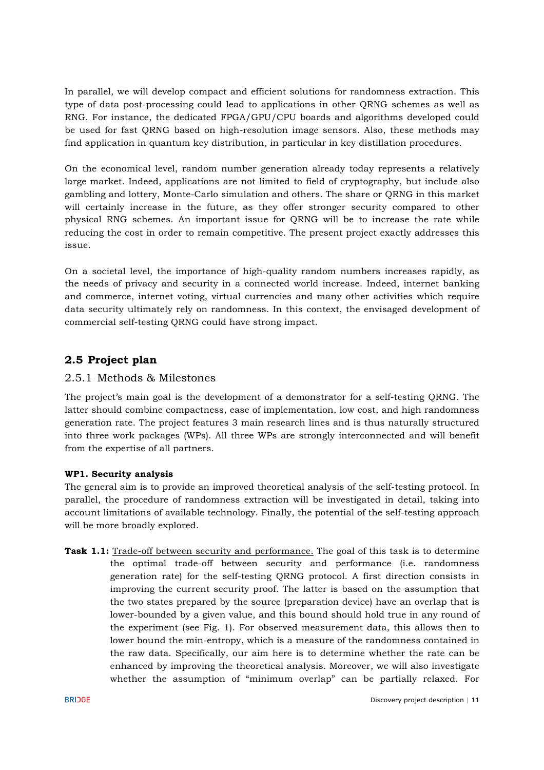In parallel, we will develop compact and efficient solutions for randomness extraction. This type of data post-processing could lead to applications in other QRNG schemes as well as RNG. For instance, the dedicated FPGA/GPU/CPU boards and algorithms developed could be used for fast QRNG based on high-resolution image sensors. Also, these methods may find application in quantum key distribution, in particular in key distillation procedures.

On the economical level, random number generation already today represents a relatively large market. Indeed, applications are not limited to field of cryptography, but include also gambling and lottery, Monte-Carlo simulation and others. The share or QRNG in this market will certainly increase in the future, as they offer stronger security compared to other physical RNG schemes. An important issue for QRNG will be to increase the rate while reducing the cost in order to remain competitive. The present project exactly addresses this issue.

On a societal level, the importance of high-quality random numbers increases rapidly, as the needs of privacy and security in a connected world increase. Indeed, internet banking and commerce, internet voting, virtual currencies and many other activities which require data security ultimately rely on randomness. In this context, the envisaged development of commercial self-testing QRNG could have strong impact.

## 2.5 Project plan

### 2.5.1 Methods & Milestones

The project's main goal is the development of a demonstrator for a self-testing QRNG. The latter should combine compactness, ease of implementation, low cost, and high randomness generation rate. The project features 3 main research lines and is thus naturally structured into three work packages (WPs). All three WPs are strongly interconnected and will benefit from the expertise of all partners.

**WP1. Security analysis**

The general aim is to provide an improved theoretical analysis of the self-testing protocol. In parallel, the procedure of randomness extraction will be investigated in detail, taking into account limitations of available technology. Finally, the potential of the self-testing approach will be more broadly explored.

**Task 1.1:** Trade-off between security and performance. The goal of this task is to determine the optimal trade-off between security and performance (i.e. randomness generation rate) for the self-testing QRNG protocol. A first direction consists in improving the current security proof. The latter is based on the assumption that the two states prepared by the source (preparation device) have an overlap that is lower-bounded by a given value, and this bound should hold true in any round of the experiment (see Fig. 1). For observed measurement data, this allows then to lower bound the min-entropy, which is a measure of the randomness contained in the raw data. Specifically, our aim here is to determine whether the rate can be enhanced by improving the theoretical analysis. Moreover, we will also investigate whether the assumption of "minimum overlap" can be partially relaxed. For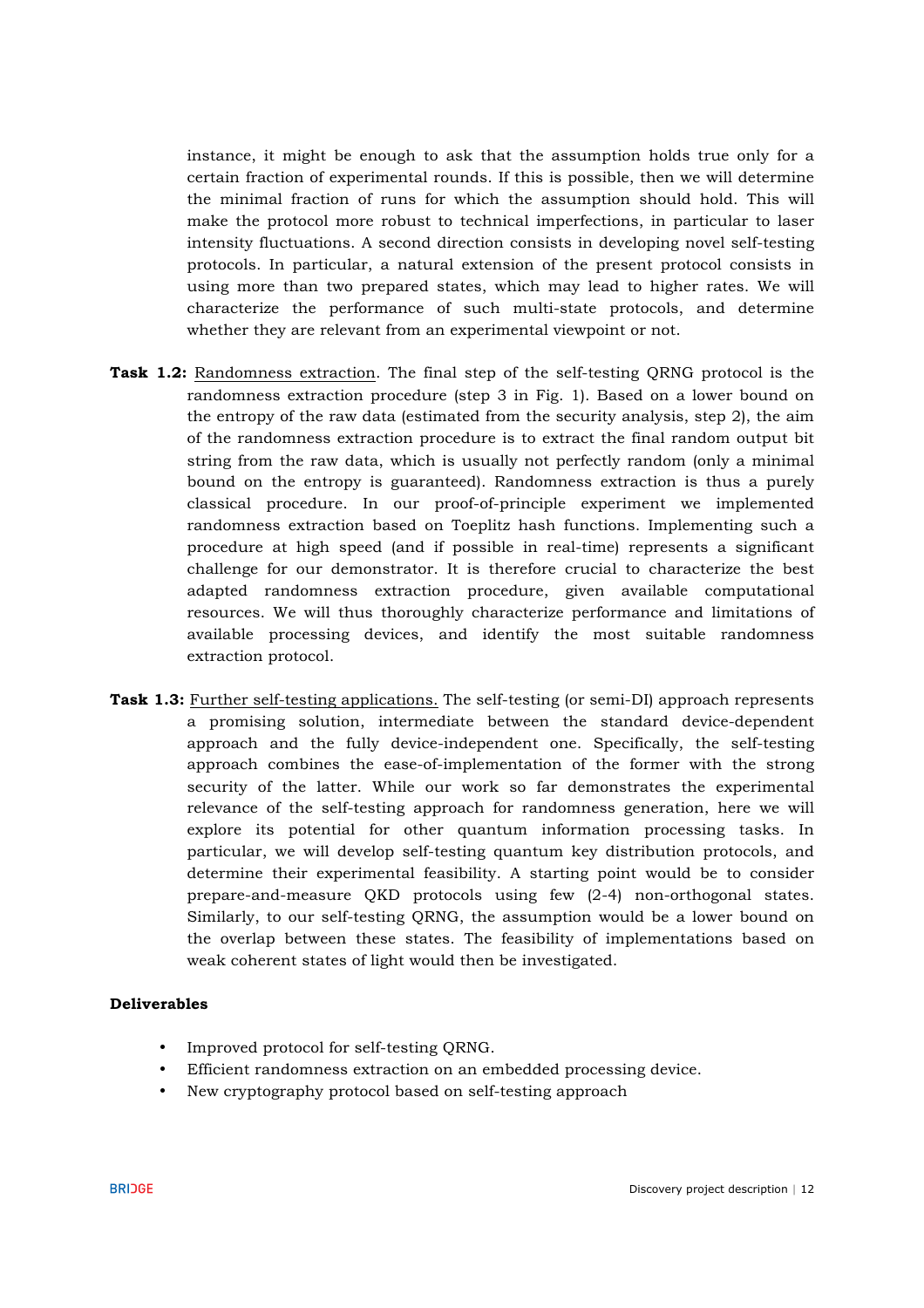instance, it might be enough to ask that the assumption holds true only for a certain fraction of experimental rounds. If this is possible, then we will determine the minimal fraction of runs for which the assumption should hold. This will make the protocol more robust to technical imperfections, in particular to laser intensity fluctuations. A second direction consists in developing novel self-testing protocols. In particular, a natural extension of the present protocol consists in using more than two prepared states, which may lead to higher rates. We will characterize the performance of such multi-state protocols, and determine whether they are relevant from an experimental viewpoint or not.

**Task 1.2:** Randomness extraction. The final step of the self-testing QRNG protocol is the randomness extraction procedure (step 3 in Fig. 1). Based on a lower bound on the entropy of the raw data (estimated from the security analysis, step 2), the aim of the randomness extraction procedure is to extract the final random output bit string from the raw data, which is usually not perfectly random (only a minimal bound on the entropy is guaranteed). Randomness extraction is thus a purely classical procedure. In our proof-of-principle experiment we implemented randomness extraction based on Toeplitz hash functions. Implementing such a procedure at high speed (and if possible in real-time) represents a significant challenge for our demonstrator. It is therefore crucial to characterize the best adapted randomness extraction procedure, given available computational resources. We will thus thoroughly characterize performance and limitations of available processing devices, and identify the most suitable randomness extraction protocol.

**Task 1.3:** Further self-testing applications. The self-testing (or semi-DI) approach represents a promising solution, intermediate between the standard device-dependent approach and the fully device-independent one. Specifically, the self-testing approach combines the ease-of-implementation of the former with the strong security of the latter. While our work so far demonstrates the experimental relevance of the self-testing approach for randomness generation, here we will explore its potential for other quantum information processing tasks. In particular, we will develop self-testing quantum key distribution protocols, and determine their experimental feasibility. A starting point would be to consider prepare-and-measure QKD protocols using few (2-4) non-orthogonal states. Similarly, to our self-testing QRNG, the assumption would be a lower bound on the overlap between these states. The feasibility of implementations based on weak coherent states of light would then be investigated.

**Deliverables**

- Improved protocol for self-testing QRNG.
- Efficient randomness extraction on an embedded processing device.
- New cryptography protocol based on self-testing approach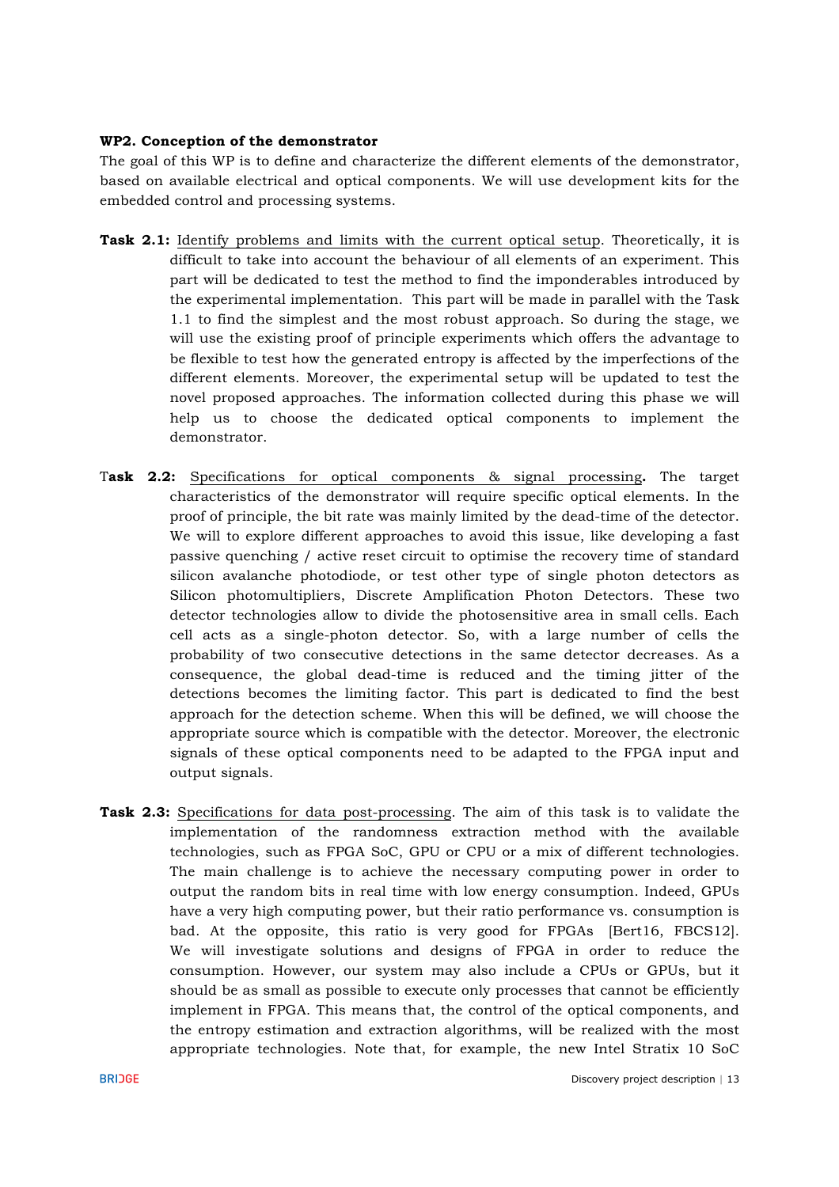**WP2. Conception of the demonstrator**

The goal of this WP is to define and characterize the different elements of the demonstrator, based on available electrical and optical components. We will use development kits for the embedded control and processing systems.

**Task 2.1:** Identify problems and limits with the current optical setup. Theoretically, it is difficult to take into account the behaviour of all elements of an experiment. This part will be dedicated to test the method to find the imponderables introduced by the experimental implementation. This part will be made in parallel with the Task 1.1 to find the simplest and the most robust approach. So during the stage, we will use the existing proof of principle experiments which offers the advantage to be flexible to test how the generated entropy is affected by the imperfections of the different elements. Moreover, the experimental setup will be updated to test the novel proposed approaches. The information collected during this phase we will help us to choose the dedicated optical components to implement the demonstrator.

T**ask 2.2:** Specifications for optical components & signal processing**.** The target characteristics of the demonstrator will require specific optical elements. In the proof of principle, the bit rate was mainly limited by the dead-time of the detector. We will to explore different approaches to avoid this issue, like developing a fast passive quenching / active reset circuit to optimise the recovery time of standard silicon avalanche photodiode, or test other type of single photon detectors as Silicon photomultipliers, Discrete Amplification Photon Detectors. These two detector technologies allow to divide the photosensitive area in small cells. Each cell acts as a single-photon detector. So, with a large number of cells the probability of two consecutive detections in the same detector decreases. As a consequence, the global dead-time is reduced and the timing jitter of the detections becomes the limiting factor. This part is dedicated to find the best approach for the detection scheme. When this will be defined, we will choose the appropriate source which is compatible with the detector. Moreover, the electronic signals of these optical components need to be adapted to the FPGA input and output signals.

**Task 2.3:** Specifications for data post-processing. The aim of this task is to validate the implementation of the randomness extraction method with the available technologies, such as FPGA SoC, GPU or CPU or a mix of different technologies. The main challenge is to achieve the necessary computing power in order to output the random bits in real time with low energy consumption. Indeed, GPUs have a very high computing power, but their ratio performance vs. consumption is bad. At the opposite, this ratio is very good for FPGAs [Bert16, FBCS12]. We will investigate solutions and designs of FPGA in order to reduce the consumption. However, our system may also include a CPUs or GPUs, but it should be as small as possible to execute only processes that cannot be efficiently implement in FPGA. This means that, the control of the optical components, and the entropy estimation and extraction algorithms, will be realized with the most appropriate technologies. Note that, for example, the new Intel Stratix 10 SoC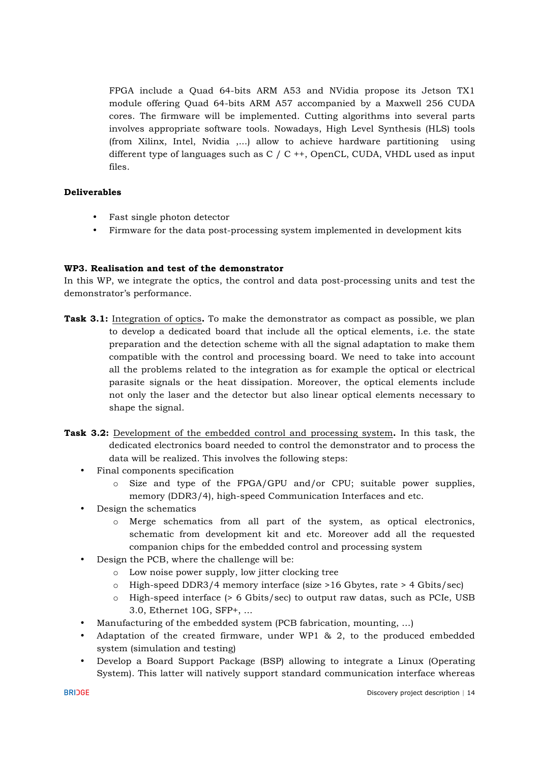FPGA include a Quad 64-bits ARM A53 and NVidia propose its Jetson TX1 module offering Quad 64-bits ARM A57 accompanied by a Maxwell 256 CUDA cores. The firmware will be implemented. Cutting algorithms into several parts involves appropriate software tools. Nowadays, High Level Synthesis (HLS) tools (from Xilinx, Intel, Nvidia ,...) allow to achieve hardware partitioning using different type of languages such as C / C ++, OpenCL, CUDA, VHDL used as input files.

**Deliverables**

- Fast single photon detector
- Firmware for the data post-processing system implemented in development kits

**WP3. Realisation and test of the demonstrator**

In this WP, we integrate the optics, the control and data post-processing units and test the demonstrator's performance.

**Task 3.1:** Integration of optics**.** To make the demonstrator as compact as possible, we plan to develop a dedicated board that include all the optical elements, i.e. the state preparation and the detection scheme with all the signal adaptation to make them compatible with the control and processing board. We need to take into account all the problems related to the integration as for example the optical or electrical parasite signals or the heat dissipation. Moreover, the optical elements include not only the laser and the detector but also linear optical elements necessary to shape the signal.

**Task 3.2:** Development of the embedded control and processing system**.** In this task, the dedicated electronics board needed to control the demonstrator and to process the data will be realized. This involves the following steps:

- Final components specification
  - Size and type of the FPGA/GPU and/or CPU; suitable power supplies, memory (DDR3/4), high-speed Communication Interfaces and etc.
- Design the schematics
  - Merge schematics from all part of the system, as optical electronics, schematic from development kit and etc. Moreover add all the requested companion chips for the embedded control and processing system
- Design the PCB, where the challenge will be:
  - Low noise power supply, low jitter clocking tree
  - High-speed DDR3/4 memory interface (size >16 Gbytes, rate > 4 Gbits/sec)
  - High-speed interface (> 6 Gbits/sec) to output raw datas, such as PCIe, USB 3.0, Ethernet 10G, SFP+, ...
- Manufacturing of the embedded system (PCB fabrication, mounting, ...)
- Adaptation of the created firmware, under WP1 & 2, to the produced embedded system (simulation and testing)
- Develop a Board Support Package (BSP) allowing to integrate a Linux (Operating System). This latter will natively support standard communication interface whereas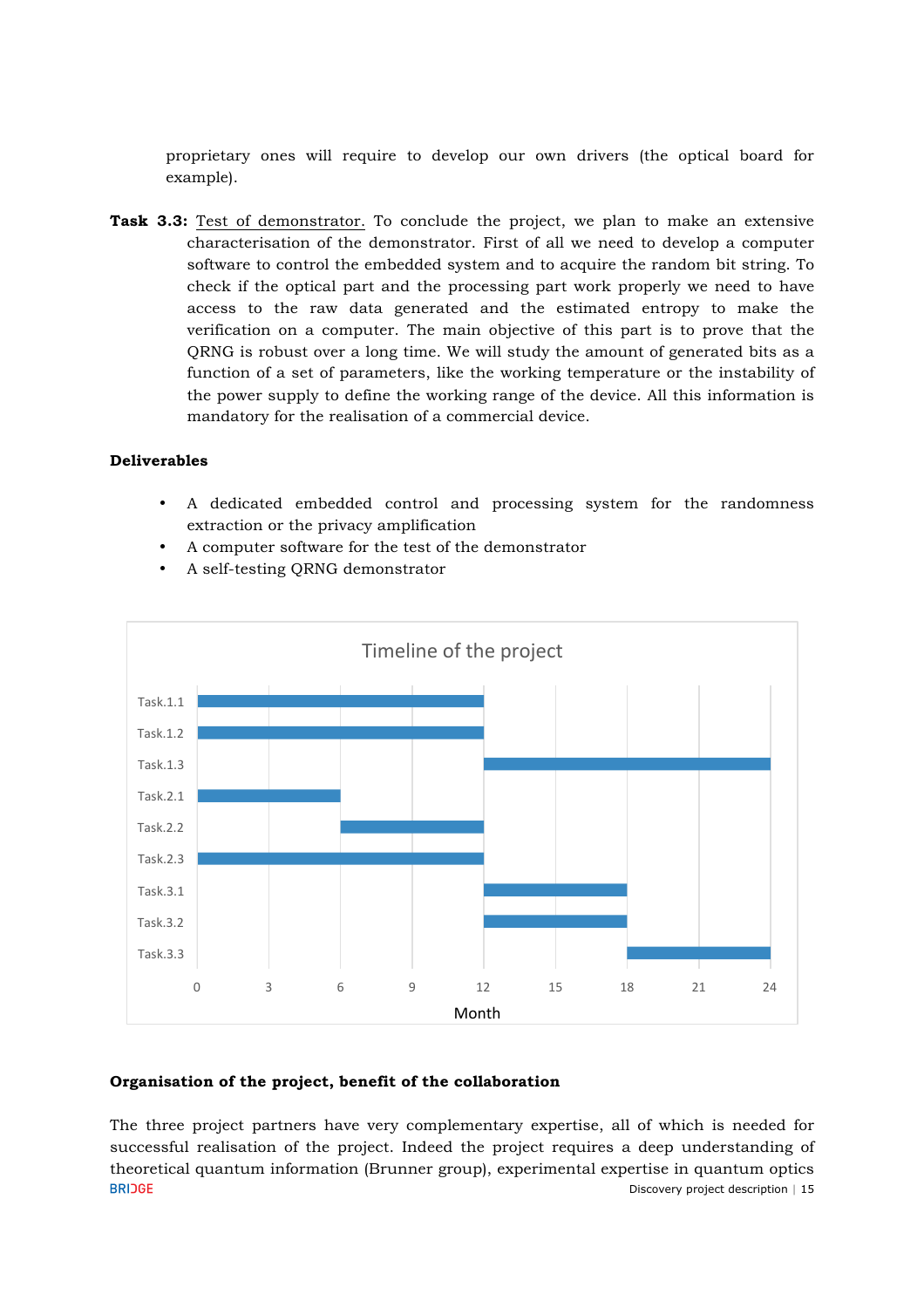proprietary ones will require to develop our own drivers (the optical board for example).

**Task 3.3:** Test of demonstrator. To conclude the project, we plan to make an extensive characterisation of the demonstrator. First of all we need to develop a computer software to control the embedded system and to acquire the random bit string. To check if the optical part and the processing part work properly we need to have access to the raw data generated and the estimated entropy to make the verification on a computer. The main objective of this part is to prove that the QRNG is robust over a long time. We will study the amount of generated bits as a function of a set of parameters, like the working temperature or the instability of the power supply to define the working range of the device. All this information is mandatory for the realisation of a commercial device.

**Deliverables**

- A dedicated embedded control and processing system for the randomness extraction or the privacy amplification
- A computer software for the test of the demonstrator
- A self-testing QRNG demonstrator

**Timeline of the project**

| Task | Start (Month) | End (Month) |
|---|---|---|
| Task.1.1 | 0 | 12 |
| Task.1.2 | 0 | 12 |
| Task.1.3 | 12 | 24 |
| Task.2.1 | 0 | 6 |
| Task.2.2 | 6 | 12 |
| Task.2.3 | 0 | 12 |
| Task.3.1 | 12 | 18 |
| Task.3.2 | 12 | 18 |
| Task.3.3 | 18 | 24 |

**Organisation of the project, benefit of the collaboration**

The three project partners have very complementary expertise, all of which is needed for successful realisation of the project. Indeed the project requires a deep understanding of theoretical quantum information (Brunner group), experimental expertise in quantum optics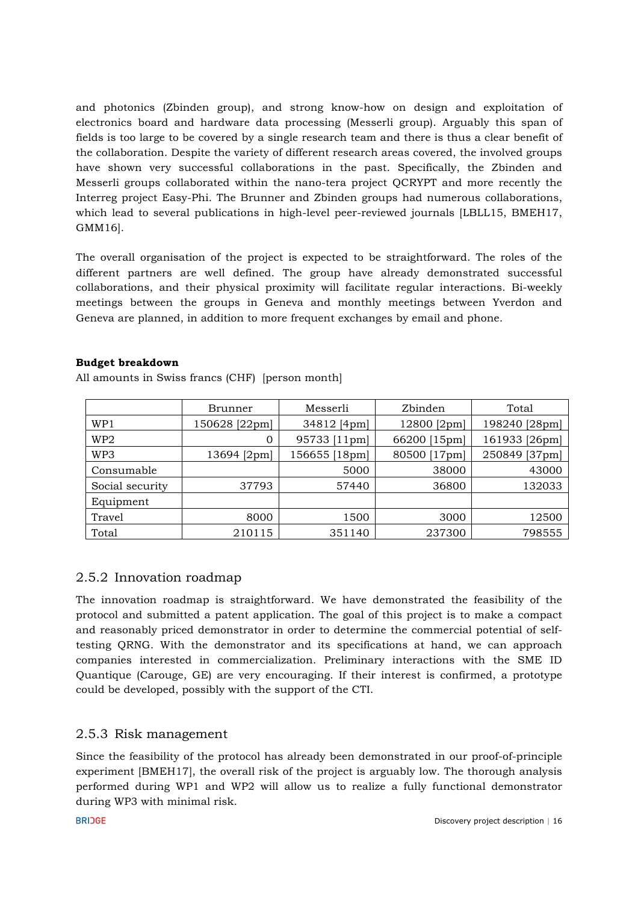and photonics (Zbinden group), and strong know-how on design and exploitation of electronics board and hardware data processing (Messerli group). Arguably this span of fields is too large to be covered by a single research team and there is thus a clear benefit of the collaboration. Despite the variety of different research areas covered, the involved groups have shown very successful collaborations in the past. Specifically, the Zbinden and Messerli groups collaborated within the nano-tera project QCRYPT and more recently the Interreg project Easy-Phi. The Brunner and Zbinden groups had numerous collaborations, which lead to several publications in high-level peer-reviewed journals [LBLL15, BMEH17, GMM16].

The overall organisation of the project is expected to be straightforward. The roles of the different partners are well defined. The group have already demonstrated successful collaborations, and their physical proximity will facilitate regular interactions. Bi-weekly meetings between the groups in Geneva and monthly meetings between Yverdon and Geneva are planned, in addition to more frequent exchanges by email and phone.

**Budget breakdown**

All amounts in Swiss francs (CHF) [person month]

| | Brunner | Messerli | Zbinden | Total |
|---|---|---|---|---|
| WP1 | 150628 [22pm] | 34812 [4pm] | 12800 [2pm] | 198240 [28pm] |
| WP2 | 0 | 95733 [11pm] | 66200 [15pm] | 161933 [26pm] |
| WP3 | 13694 [2pm] | 156655 [18pm] | 80500 [17pm] | 250849 [37pm] |
| Consumable | | 5000 | 38000 | 43000 |
| Social security | 37793 | 57440 | 36800 | 132033 |
| Equipment | | | | |
| Travel | 8000 | 1500 | 3000 | 12500 |
| Total | 210115 | 351140 | 237300 | 798555 |

## 2.5.2 Innovation roadmap

The innovation roadmap is straightforward. We have demonstrated the feasibility of the protocol and submitted a patent application. The goal of this project is to make a compact and reasonably priced demonstrator in order to determine the commercial potential of self-testing QRNG. With the demonstrator and its specifications at hand, we can approach companies interested in commercialization. Preliminary interactions with the SME ID Quantique (Carouge, GE) are very encouraging. If their interest is confirmed, a prototype could be developed, possibly with the support of the CTI.

## 2.5.3 Risk management

Since the feasibility of the protocol has already been demonstrated in our proof-of-principle experiment [BMEH17], the overall risk of the project is arguably low. The thorough analysis performed during WP1 and WP2 will allow us to realize a fully functional demonstrator during WP3 with minimal risk.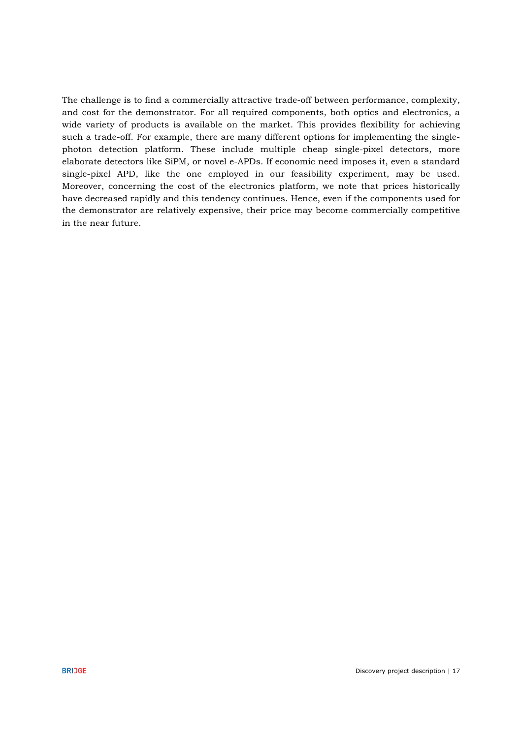The challenge is to find a commercially attractive trade-off between performance, complexity, and cost for the demonstrator. For all required components, both optics and electronics, a wide variety of products is available on the market. This provides flexibility for achieving such a trade-off. For example, there are many different options for implementing the single-photon detection platform. These include multiple cheap single-pixel detectors, more elaborate detectors like SiPM, or novel e-APDs. If economic need imposes it, even a standard single-pixel APD, like the one employed in our feasibility experiment, may be used. Moreover, concerning the cost of the electronics platform, we note that prices historically have decreased rapidly and this tendency continues. Hence, even if the components used for the demonstrator are relatively expensive, their price may become commercially competitive in the near future.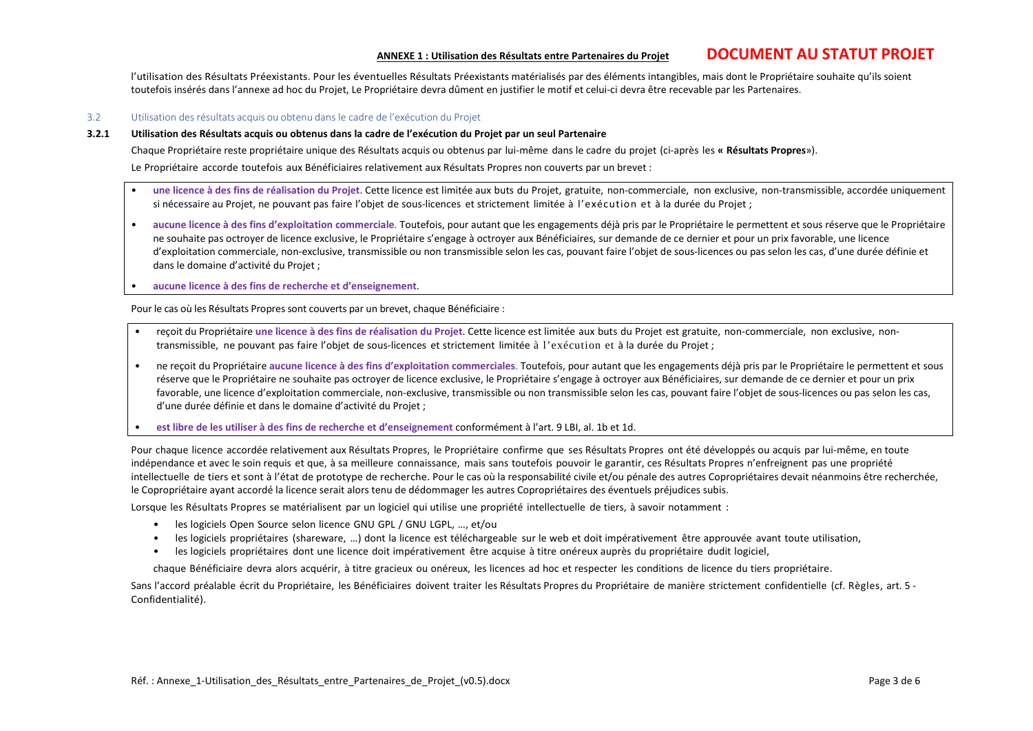l'utilisation des Résultats Préexistants. Pour les éventuelles Résultats Préexistants matérialisés par des éléments intangibles, mais dont le Propriétaire souhaite qu'ils soient toutefois insérés dans l'annexe ad hoc du Projet, Le Propriétaire devra dûment en justifier le motif et celui-ci devra être recevable par les Partenaires.

## 3.2 Utilisation des résultats acquis ou obtenu dans le cadre de l'exécution du Projet

### 3.2.1 Utilisation des Résultats acquis ou obtenus dans la cadre de l'exécution du Projet par un seul Partenaire

Chaque Propriétaire reste propriétaire unique des Résultats acquis ou obtenus par lui-même dans le cadre du projet (ci-après les **« Résultats Propres**»).

Le Propriétaire accorde toutefois aux Bénéficiaires relativement aux Résultats Propres non couverts par un brevet :

- **une licence à des fins de réalisation du Projet**. Cette licence est limitée aux buts du Projet, gratuite, non-commerciale, non exclusive, non-transmissible, accordée uniquement si nécessaire au Projet, ne pouvant pas faire l'objet de sous-licences et strictement limitée à l'exécution et à la durée du Projet ;
- **aucune licence à des fins d'exploitation commerciale**. Toutefois, pour autant que les engagements déjà pris par le Propriétaire le permettent et sous réserve que le Propriétaire ne souhaite pas octroyer de licence exclusive, le Propriétaire s'engage à octroyer aux Bénéficiaires, sur demande de ce dernier et pour un prix favorable, une licence d'exploitation commerciale, non-exclusive, transmissible ou non transmissible selon les cas, pouvant faire l'objet de sous-licences ou pas selon les cas, d'une durée définie et dans le domaine d'activité du Projet ;
- **aucune licence à des fins de recherche et d'enseignement**.

Pour le cas où les Résultats Propres sont couverts par un brevet, chaque Bénéficiaire :

- reçoit du Propriétaire **une licence à des fins de réalisation du Projet**. Cette licence est limitée aux buts du Projet est gratuite, non-commerciale, non exclusive, non-transmissible, ne pouvant pas faire l'objet de sous-licences et strictement limitée à l'exécution et à la durée du Projet ;
- ne reçoit du Propriétaire **aucune licence à des fins d'exploitation commerciales**. Toutefois, pour autant que les engagements déjà pris par le Propriétaire le permettent et sous réserve que le Propriétaire ne souhaite pas octroyer de licence exclusive, le Propriétaire s'engage à octroyer aux Bénéficiaires, sur demande de ce dernier et pour un prix favorable, une licence d'exploitation commerciale, non-exclusive, transmissible ou non transmissible selon les cas, pouvant faire l'objet de sous-licences ou pas selon les cas, d'une durée définie et dans le domaine d'activité du Projet ;
- **est libre de les utiliser à des fins de recherche et d'enseignement** conformément à l'art. 9 LBI, al. 1b et 1d.

Pour chaque licence accordée relativement aux Résultats Propres, le Propriétaire confirme que ses Résultats Propres ont été développés ou acquis par lui-même, en toute indépendance et avec le soin requis et que, à sa meilleure connaissance, mais sans toutefois pouvoir le garantir, ces Résultats Propres n'enfreignent pas une propriété intellectuelle de tiers et sont à l'état de prototype de recherche. Pour le cas où la responsabilité civile et/ou pénale des autres Copropriétaires devait néanmoins être recherchée, le Copropriétaire ayant accordé la licence serait alors tenu de dédommager les autres Copropriétaires des éventuels préjudices subis.

Lorsque les Résultats Propres se matérialisent par un logiciel qui utilise une propriété intellectuelle de tiers, à savoir notamment :

- les logiciels Open Source selon licence GNU GPL / GNU LGPL, …, et/ou
- les logiciels propriétaires (shareware, …) dont la licence est téléchargeable sur le web et doit impérativement être approuvée avant toute utilisation,
- les logiciels propriétaires dont une licence doit impérativement être acquise à titre onéreux auprès du propriétaire dudit logiciel,

chaque Bénéficiaire devra alors acquérir, à titre gracieux ou onéreux, les licences ad hoc et respecter les conditions de licence du tiers propriétaire.

Sans l'accord préalable écrit du Propriétaire, les Bénéficiaires doivent traiter les Résultats Propres du Propriétaire de manière strictement confidentielle (cf. Règles, art. 5 - Confidentialité).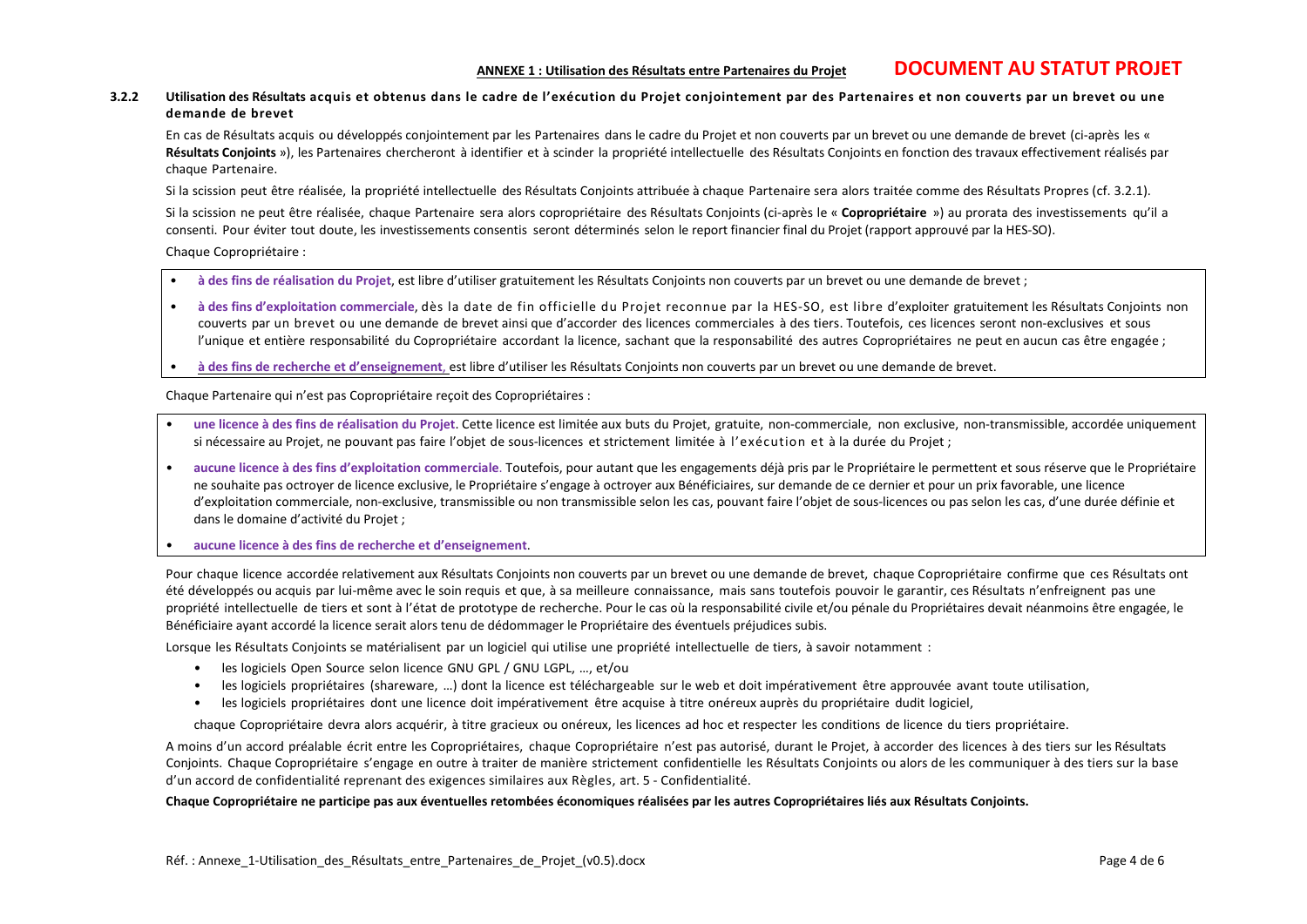### 3.2.2 Utilisation des Résultats acquis et obtenus dans le cadre de l'exécution du Projet conjointement par des Partenaires et non couverts par un brevet ou une demande de brevet

En cas de Résultats acquis ou développés conjointement par les Partenaires dans le cadre du Projet et non couverts par un brevet ou une demande de brevet (ci-après les « **Résultats Conjoints** »), les Partenaires chercheront à identifier et à scinder la propriété intellectuelle des Résultats Conjoints en fonction des travaux effectivement réalisés par chaque Partenaire.

Si la scission peut être réalisée, la propriété intellectuelle des Résultats Conjoints attribuée à chaque Partenaire sera alors traitée comme des Résultats Propres (cf. 3.2.1).

Si la scission ne peut être réalisée, chaque Partenaire sera alors copropriétaire des Résultats Conjoints (ci-après le « **Copropriétaire** ») au prorata des investissements qu'il a consenti. Pour éviter tout doute, les investissements consentis seront déterminés selon le report financier final du Projet (rapport approuvé par la HES-SO).

Chaque Copropriétaire :

- **à des fins de réalisation du Projet**, est libre d'utiliser gratuitement les Résultats Conjoints non couverts par un brevet ou une demande de brevet ;
- **à des fins d'exploitation commerciale**, dès la date de fin officielle du Projet reconnue par la HES-SO, est libre d'exploiter gratuitement les Résultats Conjoints non couverts par un brevet ou une demande de brevet ainsi que d'accorder des licences commerciales à des tiers. Toutefois, ces licences seront non-exclusives et sous l'unique et entière responsabilité du Copropriétaire accordant la licence, sachant que la responsabilité des autres Copropriétaires ne peut en aucun cas être engagée ;
- **à des fins de recherche et d'enseignement**, est libre d'utiliser les Résultats Conjoints non couverts par un brevet ou une demande de brevet.

Chaque Partenaire qui n'est pas Copropriétaire reçoit des Copropriétaires :

- **une licence à des fins de réalisation du Projet**. Cette licence est limitée aux buts du Projet, gratuite, non-commerciale, non exclusive, non-transmissible, accordée uniquement si nécessaire au Projet, ne pouvant pas faire l'objet de sous-licences et strictement limitée à l'exécution et à la durée du Projet ;
- **aucune licence à des fins d'exploitation commerciale**. Toutefois, pour autant que les engagements déjà pris par le Propriétaire le permettent et sous réserve que le Propriétaire ne souhaite pas octroyer de licence exclusive, le Propriétaire s'engage à octroyer aux Bénéficiaires, sur demande de ce dernier et pour un prix favorable, une licence d'exploitation commerciale, non-exclusive, transmissible ou non transmissible selon les cas, pouvant faire l'objet de sous-licences ou pas selon les cas, d'une durée définie et dans le domaine d'activité du Projet ;
- **aucune licence à des fins de recherche et d'enseignement**.

Pour chaque licence accordée relativement aux Résultats Conjoints non couverts par un brevet ou une demande de brevet, chaque Copropriétaire confirme que ces Résultats ont été développés ou acquis par lui-même avec le soin requis et que, à sa meilleure connaissance, mais sans toutefois pouvoir le garantir, ces Résultats n'enfreignent pas une propriété intellectuelle de tiers et sont à l'état de prototype de recherche. Pour le cas où la responsabilité civile et/ou pénale du Propriétaires devait néanmoins être engagée, le Bénéficiaire ayant accordé la licence serait alors tenu de dédommager le Propriétaire des éventuels préjudices subis.

Lorsque les Résultats Conjoints se matérialisent par un logiciel qui utilise une propriété intellectuelle de tiers, à savoir notamment :

- les logiciels Open Source selon licence GNU GPL / GNU LGPL, …, et/ou
- les logiciels propriétaires (shareware, …) dont la licence est téléchargeable sur le web et doit impérativement être approuvée avant toute utilisation,
- les logiciels propriétaires dont une licence doit impérativement être acquise à titre onéreux auprès du propriétaire dudit logiciel,

chaque Copropriétaire devra alors acquérir, à titre gracieux ou onéreux, les licences ad hoc et respecter les conditions de licence du tiers propriétaire.

A moins d'un accord préalable écrit entre les Copropriétaires, chaque Copropriétaire n'est pas autorisé, durant le Projet, à accorder des licences à des tiers sur les Résultats Conjoints. Chaque Copropriétaire s'engage en outre à traiter de manière strictement confidentielle les Résultats Conjoints ou alors de les communiquer à des tiers sur la base d'un accord de confidentialité reprenant des exigences similaires aux Règles, art. 5 - Confidentialité.

**Chaque Copropriétaire ne participe pas aux éventuelles retombées économiques réalisées par les autres Copropriétaires liés aux Résultats Conjoints.**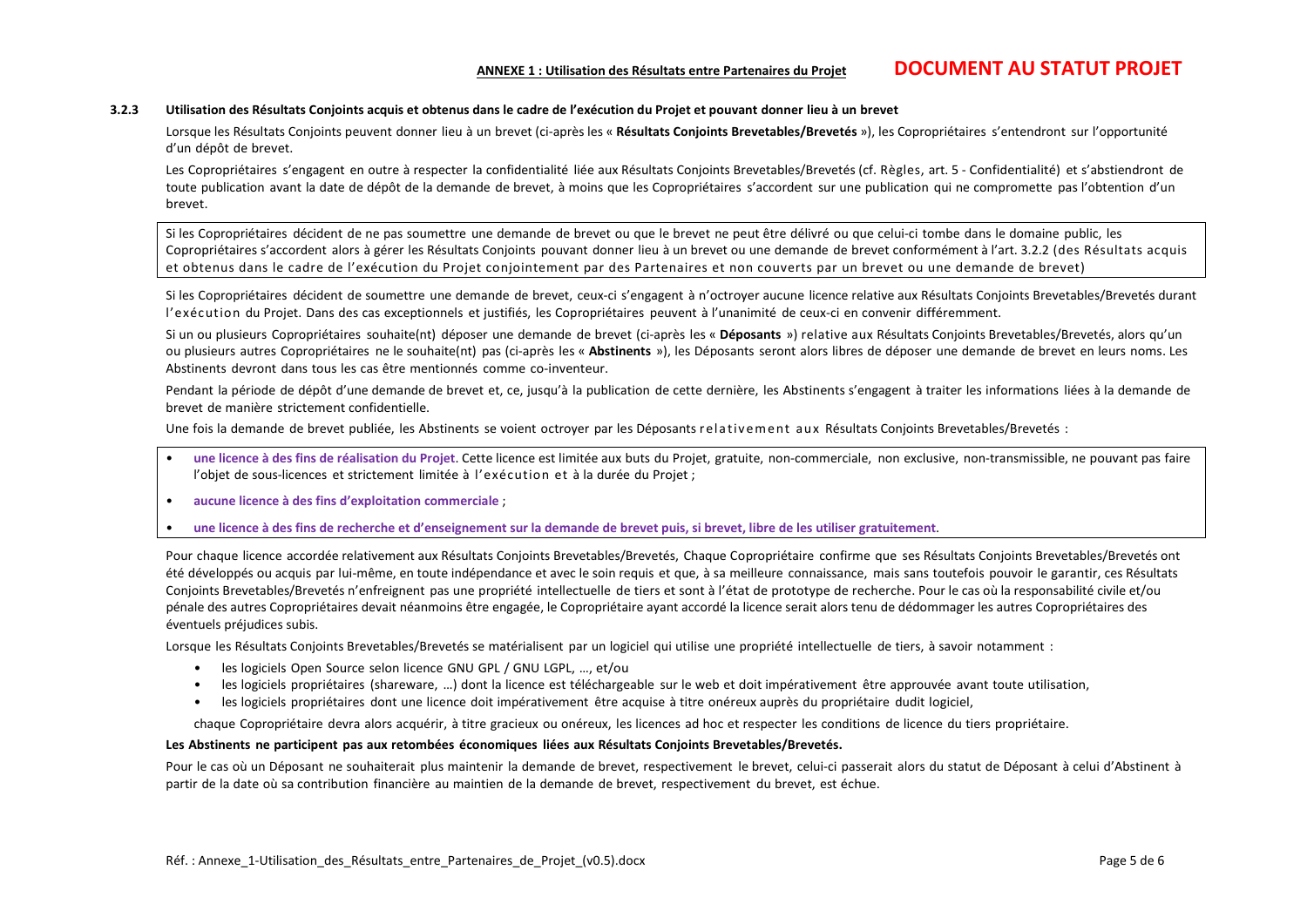#### 3.2.3 Utilisation des Résultats Conjoints acquis et obtenus dans le cadre de l'exécution du Projet et pouvant donner lieu à un brevet

Lorsque les Résultats Conjoints peuvent donner lieu à un brevet (ci-après les « **Résultats Conjoints Brevetables/Brevetés** »), les Copropriétaires s'entendront sur l'opportunité d'un dépôt de brevet.

Les Copropriétaires s'engagent en outre à respecter la confidentialité liée aux Résultats Conjoints Brevetables/Brevetés (cf. Règles, art. 5 - Confidentialité) et s'abstiendront de toute publication avant la date de dépôt de la demande de brevet, à moins que les Copropriétaires s'accordent sur une publication qui ne compromette pas l'obtention d'un brevet.

Si les Copropriétaires décident de ne pas soumettre une demande de brevet ou que le brevet ne peut être délivré ou que celui-ci tombe dans le domaine public, les Copropriétaires s'accordent alors à gérer les Résultats Conjoints pouvant donner lieu à un brevet ou une demande de brevet conformément à l'art. 3.2.2 (des Résultats acquis et obtenus dans le cadre de l'exécution du Projet conjointement par des Partenaires et non couverts par un brevet ou une demande de brevet)

Si les Copropriétaires décident de soumettre une demande de brevet, ceux-ci s'engagent à n'octroyer aucune licence relative aux Résultats Conjoints Brevetables/Brevetés durant l'exécution du Projet. Dans des cas exceptionnels et justifiés, les Copropriétaires peuvent à l'unanimité de ceux-ci en convenir différemment.

Si un ou plusieurs Copropriétaires souhaite(nt) déposer une demande de brevet (ci-après les « **Déposants** ») relative aux Résultats Conjoints Brevetables/Brevetés, alors qu'un ou plusieurs autres Copropriétaires ne le souhaite(nt) pas (ci-après les « **Abstinents** »), les Déposants seront alors libres de déposer une demande de brevet en leurs noms. Les Abstinents devront dans tous les cas être mentionnés comme co-inventeur.

Pendant la période de dépôt d'une demande de brevet et, ce, jusqu'à la publication de cette dernière, les Abstinents s'engagent à traiter les informations liées à la demande de brevet de manière strictement confidentielle.

Une fois la demande de brevet publiée, les Abstinents se voient octroyer par les Déposants relativement aux Résultats Conjoints Brevetables/Brevetés :

- **une licence à des fins de réalisation du Projet**. Cette licence est limitée aux buts du Projet, gratuite, non-commerciale, non exclusive, non-transmissible, ne pouvant pas faire l'objet de sous-licences et strictement limitée à l'exécution et à la durée du Projet ;
- **aucune licence à des fins d'exploitation commerciale** ;
- **une licence à des fins de recherche et d'enseignement sur la demande de brevet puis, si brevet, libre de les utiliser gratuitement**.

Pour chaque licence accordée relativement aux Résultats Conjoints Brevetables/Brevetés, Chaque Copropriétaire confirme que ses Résultats Conjoints Brevetables/Brevetés ont été développés ou acquis par lui-même, en toute indépendance et avec le soin requis et que, à sa meilleure connaissance, mais sans toutefois pouvoir le garantir, ces Résultats Conjoints Brevetables/Brevetés n'enfreignent pas une propriété intellectuelle de tiers et sont à l'état de prototype de recherche. Pour le cas où la responsabilité civile et/ou pénale des autres Copropriétaires devait néanmoins être engagée, le Copropriétaire ayant accordé la licence serait alors tenu de dédommager les autres Copropriétaires des éventuels préjudices subis.

Lorsque les Résultats Conjoints Brevetables/Brevetés se matérialisent par un logiciel qui utilise une propriété intellectuelle de tiers, à savoir notamment :

- les logiciels Open Source selon licence GNU GPL / GNU LGPL, …, et/ou
- les logiciels propriétaires (shareware, …) dont la licence est téléchargeable sur le web et doit impérativement être approuvée avant toute utilisation,
- les logiciels propriétaires dont une licence doit impérativement être acquise à titre onéreux auprès du propriétaire dudit logiciel,

chaque Copropriétaire devra alors acquérir, à titre gracieux ou onéreux, les licences ad hoc et respecter les conditions de licence du tiers propriétaire.

**Les Abstinents ne participent pas aux retombées économiques liées aux Résultats Conjoints Brevetables/Brevetés.**

Pour le cas où un Déposant ne souhaiterait plus maintenir la demande de brevet, respectivement le brevet, celui-ci passerait alors du statut de Déposant à celui d'Abstinent à partir de la date où sa contribution financière au maintien de la demande de brevet, respectivement du brevet, est échue.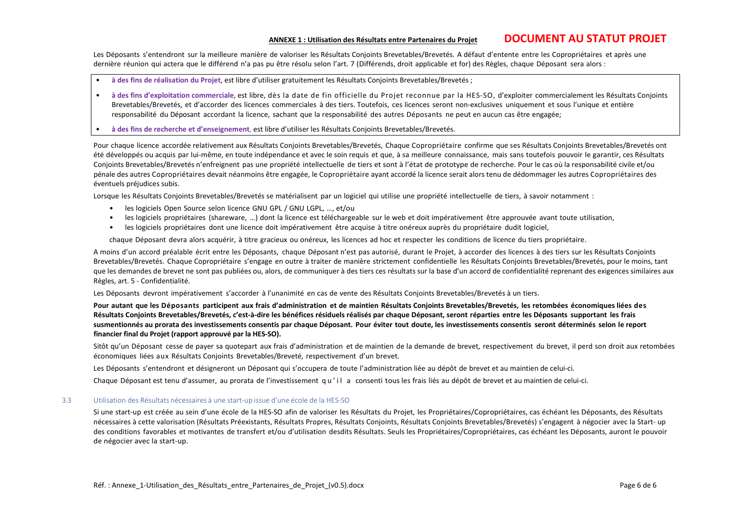Les Déposants s'entendront sur la meilleure manière de valoriser les Résultats Conjoints Brevetables/Brevetés. A défaut d'entente entre les Copropriétaires et après une dernière réunion qui actera que le différend n'a pas pu être résolu selon l'art. 7 (Différends, droit applicable et for) des Règles, chaque Déposant sera alors :

- **à des fins de réalisation du Projet**, est libre d'utiliser gratuitement les Résultats Conjoints Brevetables/Brevetés ;
- **à des fins d'exploitation commerciale**, est libre, dès la date de fin officielle du Projet reconnue par la HES-SO, d'exploiter commercialement les Résultats Conjoints Brevetables/Brevetés, et d'accorder des licences commerciales à des tiers. Toutefois, ces licences seront non-exclusives uniquement et sous l'unique et entière responsabilité du Déposant accordant la licence, sachant que la responsabilité des autres Déposants ne peut en aucun cas être engagée;
- **à des fins de recherche et d'enseignement**, est libre d'utiliser les Résultats Conjoints Brevetables/Brevetés.

Pour chaque licence accordée relativement aux Résultats Conjoints Brevetables/Brevetés, Chaque Copropriétaire confirme que ses Résultats Conjoints Brevetables/Brevetés ont été développés ou acquis par lui-même, en toute indépendance et avec le soin requis et que, à sa meilleure connaissance, mais sans toutefois pouvoir le garantir, ces Résultats Conjoints Brevetables/Brevetés n'enfreignent pas une propriété intellectuelle de tiers et sont à l'état de prototype de recherche. Pour le cas où la responsabilité civile et/ou pénale des autres Copropriétaires devait néanmoins être engagée, le Copropriétaire ayant accordé la licence serait alors tenu de dédommager les autres Copropriétaires des éventuels préjudices subis.

Lorsque les Résultats Conjoints Brevetables/Brevetés se matérialisent par un logiciel qui utilise une propriété intellectuelle de tiers, à savoir notamment :

- les logiciels Open Source selon licence GNU GPL / GNU LGPL, …, et/ou
- les logiciels propriétaires (shareware, …) dont la licence est téléchargeable sur le web et doit impérativement être approuvée avant toute utilisation,
- les logiciels propriétaires dont une licence doit impérativement être acquise à titre onéreux auprès du propriétaire dudit logiciel,

chaque Déposant devra alors acquérir, à titre gracieux ou onéreux, les licences ad hoc et respecter les conditions de licence du tiers propriétaire.

A moins d'un accord préalable écrit entre les Déposants, chaque Déposant n'est pas autorisé, durant le Projet, à accorder des licences à des tiers sur les Résultats Conjoints Brevetables/Brevetés. Chaque Copropriétaire s'engage en outre à traiter de manière strictement confidentielle les Résultats Conjoints Brevetables/Brevetés, pour le moins, tant que les demandes de brevet ne sont pas publiées ou, alors, de communiquer à des tiers ces résultats sur la base d'un accord de confidentialité reprenant des exigences similaires aux Règles, art. 5 - Confidentialité.

Les Déposants devront impérativement s'accorder à l'unanimité en cas de vente des Résultats Conjoints Brevetables/Brevetés à un tiers.

**Pour autant que les Déposants participent aux frais d'administration et de maintien Résultats Conjoints Brevetables/Brevetés, les retombées économiques liées des Résultats Conjoints Brevetables/Brevetés, c'est-à-dire les bénéfices résiduels réalisés par chaque Déposant, seront réparties entre les Déposants supportant les frais susmentionnés au prorata des investissements consentis par chaque Déposant. Pour éviter tout doute, les investissements consentis seront déterminés selon le report financier final du Projet (rapport approuvé par la HES-SO).**

Sitôt qu'un Déposant cesse de payer sa quotepart aux frais d'administration et de maintien de la demande de brevet, respectivement du brevet, il perd son droit aux retombées économiques liées aux Résultats Conjoints Brevetables/Breveté, respectivement d'un brevet.

Les Déposants s'entendront et désigneront un Déposant qui s'occupera de toute l'administration liée au dépôt de brevet et au maintien de celui-ci.

Chaque Déposant est tenu d'assumer, au prorata de l'investissement qu'il a consenti tous les frais liés au dépôt de brevet et au maintien de celui-ci.

### 3.3 Utilisation des Résultats nécessaires à une start-up issue d'une école de la HES-SO

Si une start-up est créée au sein d'une école de la HES-SO afin de valoriser les Résultats du Projet, les Propriétaires/Copropriétaires, cas échéant les Déposants, des Résultats nécessaires à cette valorisation (Résultats Préexistants, Résultats Propres, Résultats Conjoints, Résultats Conjoints Brevetables/Brevetés) s'engagent à négocier avec la Start- up des conditions favorables et motivantes de transfert et/ou d'utilisation desdits Résultats. Seuls les Propriétaires/Copropriétaires, cas échéant les Déposants, auront le pouvoir de négocier avec la start-up.